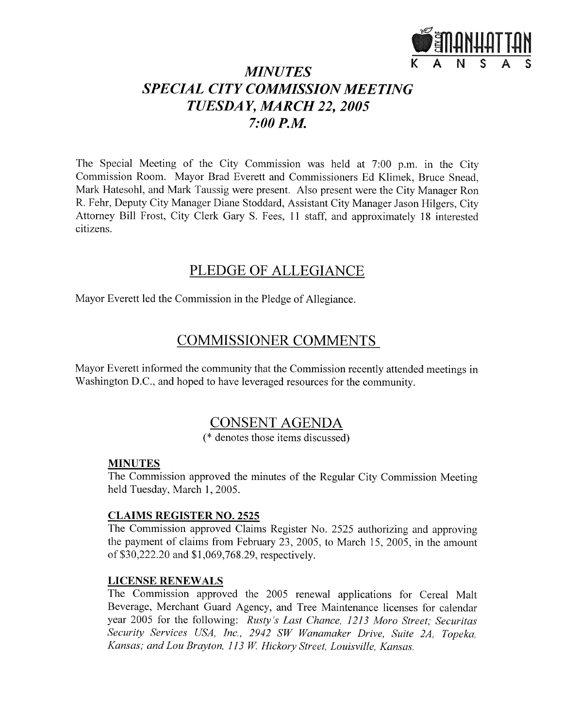# *MINUTES*
# *SPECIAL CITY COMMISSION MEETING*
# *TUESDAY, MARCH 22, 2005*
# *7:00 P.M.*

The Special Meeting of the City Commission was held at 7:00 p.m. in the City Commission Room. Mayor Brad Everett and Commissioners Ed Klimek, Bruce Snead, Mark Hatesohl, and Mark Taussig were present. Also present were the City Manager Ron R. Fehr, Deputy City Manager Diane Stoddard, Assistant City Manager Jason Hilgers, City Attorney Bill Frost, City Clerk Gary S. Fees, 11 staff, and approximately 18 interested citizens.

## PLEDGE OF ALLEGIANCE

Mayor Everett led the Commission in the Pledge of Allegiance.

## COMMISSIONER COMMENTS

Mayor Everett informed the community that the Commission recently attended meetings in Washington D.C., and hoped to have leveraged resources for the community.

## CONSENT AGENDA

(* denotes those items discussed)

**MINUTES**

The Commission approved the minutes of the Regular City Commission Meeting held Tuesday, March 1, 2005.

**CLAIMS REGISTER NO. 2525**

The Commission approved Claims Register No. 2525 authorizing and approving the payment of claims from February 23, 2005, to March 15, 2005, in the amount of $30,222.20 and $1,069,768.29, respectively.

**LICENSE RENEWALS**

The Commission approved the 2005 renewal applications for Cereal Malt Beverage, Merchant Guard Agency, and Tree Maintenance licenses for calendar year 2005 for the following: *Rusty's Last Chance, 1213 Moro Street; Securitas Security Services USA, Inc., 2942 SW Wanamaker Drive, Suite 2A, Topeka, Kansas; and Lou Brayton, 113 W. Hickory Street, Louisville, Kansas.*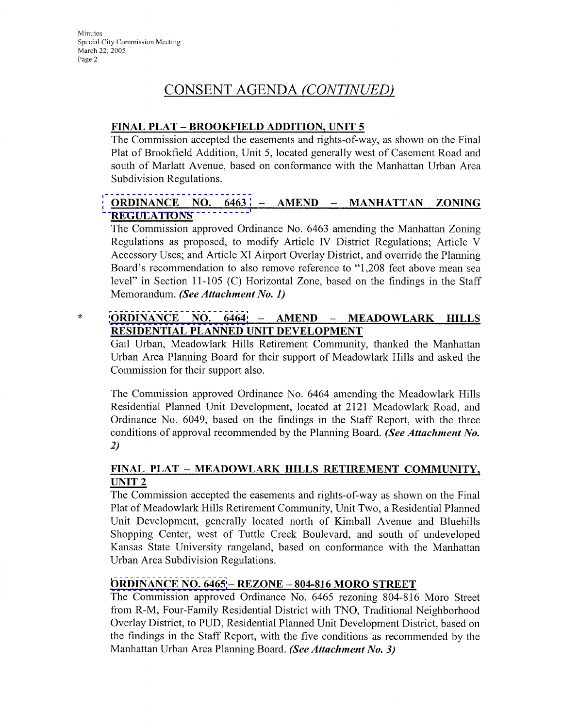## CONSENT AGENDA *(CONTINUED)*

**FINAL PLAT – BROOKFIELD ADDITION, UNIT 5**

The Commission accepted the easements and rights-of-way, as shown on the Final Plat of Brookfield Addition, Unit 5, located generally west of Casement Road and south of Marlatt Avenue, based on conformance with the Manhattan Urban Area Subdivision Regulations.

**ORDINANCE NO. 6463 – AMEND – MANHATTAN ZONING REGULATIONS**

The Commission approved Ordinance No. 6463 amending the Manhattan Zoning Regulations as proposed, to modify Article IV District Regulations; Article V Accessory Uses; and Article XI Airport Overlay District, and override the Planning Board's recommendation to also remove reference to "1,208 feet above mean sea level" in Section 11-105 (C) Horizontal Zone, based on the findings in the Staff Memorandum. ***(See Attachment No. 1)***

\* **ORDINANCE NO. 6464 – AMEND – MEADOWLARK HILLS RESIDENTIAL PLANNED UNIT DEVELOPMENT**

Gail Urban, Meadowlark Hills Retirement Community, thanked the Manhattan Urban Area Planning Board for their support of Meadowlark Hills and asked the Commission for their support also.

The Commission approved Ordinance No. 6464 amending the Meadowlark Hills Residential Planned Unit Development, located at 2121 Meadowlark Road, and Ordinance No. 6049, based on the findings in the Staff Report, with the three conditions of approval recommended by the Planning Board. ***(See Attachment No. 2)***

**FINAL PLAT – MEADOWLARK HILLS RETIREMENT COMMUNITY, UNIT 2**

The Commission accepted the easements and rights-of-way as shown on the Final Plat of Meadowlark Hills Retirement Community, Unit Two, a Residential Planned Unit Development, generally located north of Kimball Avenue and Bluehills Shopping Center, west of Tuttle Creek Boulevard, and south of undeveloped Kansas State University rangeland, based on conformance with the Manhattan Urban Area Subdivision Regulations.

**ORDINANCE NO. 6465 – REZONE – 804-816 MORO STREET**

The Commission approved Ordinance No. 6465 rezoning 804-816 Moro Street from R-M, Four-Family Residential District with TNO, Traditional Neighborhood Overlay District, to PUD, Residential Planned Unit Development District, based on the findings in the Staff Report, with the five conditions as recommended by the Manhattan Urban Area Planning Board. ***(See Attachment No. 3)***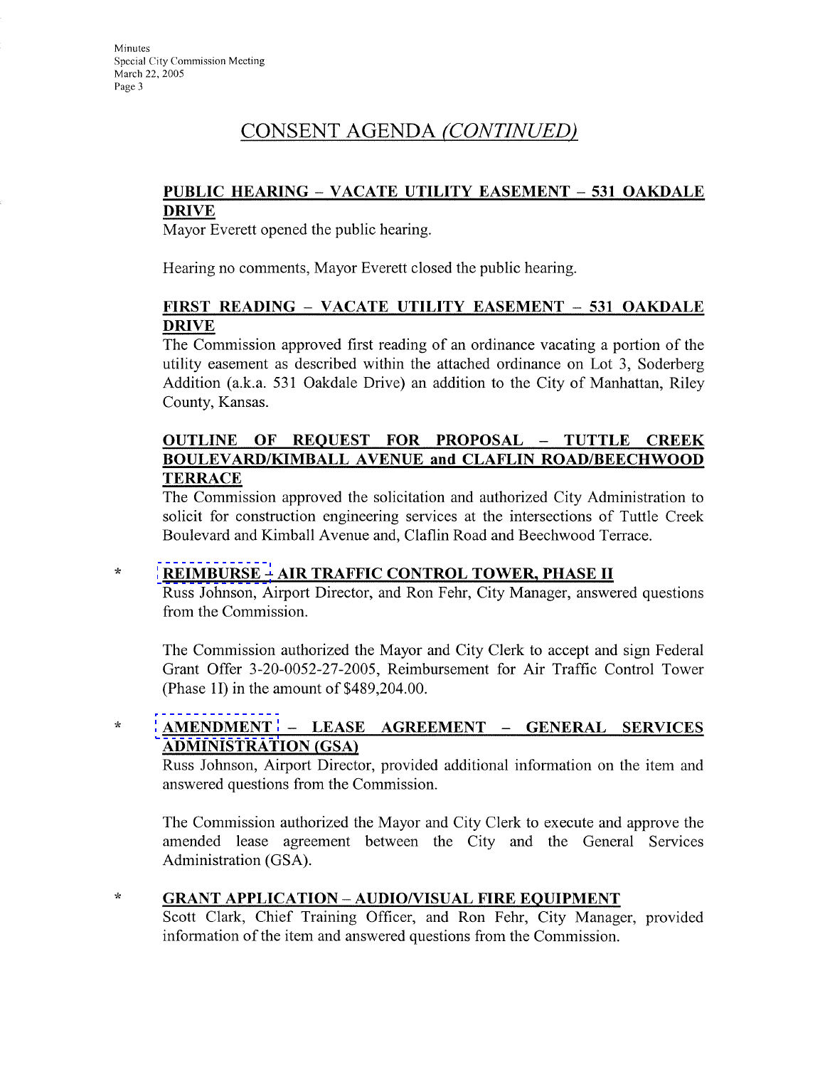# CONSENT AGENDA *(CONTINUED)*

**PUBLIC HEARING – VACATE UTILITY EASEMENT – 531 OAKDALE DRIVE**

Mayor Everett opened the public hearing.

Hearing no comments, Mayor Everett closed the public hearing.

**FIRST READING – VACATE UTILITY EASEMENT – 531 OAKDALE DRIVE**

The Commission approved first reading of an ordinance vacating a portion of the utility easement as described within the attached ordinance on Lot 3, Soderberg Addition (a.k.a. 531 Oakdale Drive) an addition to the City of Manhattan, Riley County, Kansas.

**OUTLINE OF REQUEST FOR PROPOSAL – TUTTLE CREEK BOULEVARD/KIMBALL AVENUE and CLAFLIN ROAD/BEECHWOOD TERRACE**

The Commission approved the solicitation and authorized City Administration to solicit for construction engineering services at the intersections of Tuttle Creek Boulevard and Kimball Avenue and, Claflin Road and Beechwood Terrace.

\* **REIMBURSE – AIR TRAFFIC CONTROL TOWER, PHASE II**

Russ Johnson, Airport Director, and Ron Fehr, City Manager, answered questions from the Commission.

The Commission authorized the Mayor and City Clerk to accept and sign Federal Grant Offer 3-20-0052-27-2005, Reimbursement for Air Traffic Control Tower (Phase II) in the amount of $489,204.00.

\* **AMENDMENT – LEASE AGREEMENT – GENERAL SERVICES ADMINISTRATION (GSA)**

Russ Johnson, Airport Director, provided additional information on the item and answered questions from the Commission.

The Commission authorized the Mayor and City Clerk to execute and approve the amended lease agreement between the City and the General Services Administration (GSA).

\* **GRANT APPLICATION – AUDIO/VISUAL FIRE EQUIPMENT**

Scott Clark, Chief Training Officer, and Ron Fehr, City Manager, provided information of the item and answered questions from the Commission.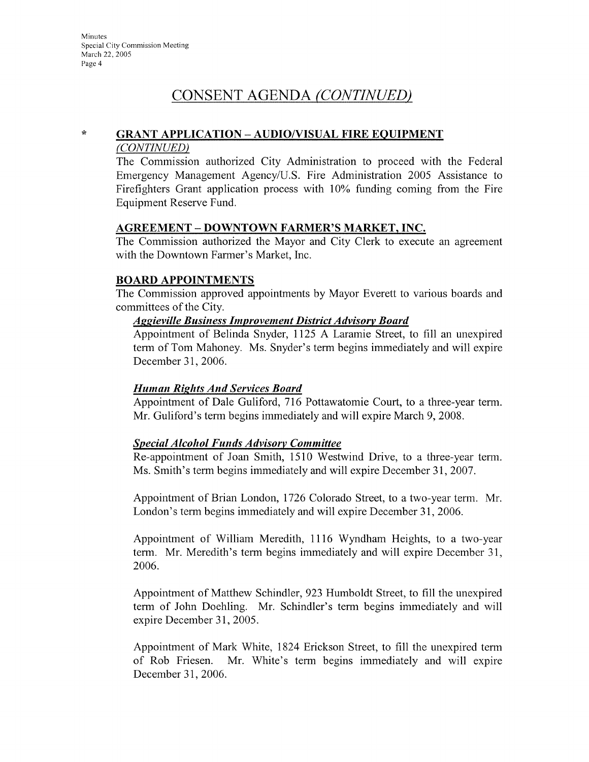## CONSENT AGENDA *(CONTINUED)*

\* **GRANT APPLICATION – AUDIO/VISUAL FIRE EQUIPMENT** *(CONTINUED)*

The Commission authorized City Administration to proceed with the Federal Emergency Management Agency/U.S. Fire Administration 2005 Assistance to Firefighters Grant application process with 10% funding coming from the Fire Equipment Reserve Fund.

**AGREEMENT – DOWNTOWN FARMER'S MARKET, INC.**

The Commission authorized the Mayor and City Clerk to execute an agreement with the Downtown Farmer's Market, Inc.

**BOARD APPOINTMENTS**

The Commission approved appointments by Mayor Everett to various boards and committees of the City.

***Aggieville Business Improvement District Advisory Board***

Appointment of Belinda Snyder, 1125 A Laramie Street, to fill an unexpired term of Tom Mahoney. Ms. Snyder's term begins immediately and will expire December 31, 2006.

***Human Rights And Services Board***

Appointment of Dale Guliford, 716 Pottawatomie Court, to a three-year term. Mr. Guliford's term begins immediately and will expire March 9, 2008.

***Special Alcohol Funds Advisory Committee***

Re-appointment of Joan Smith, 1510 Westwind Drive, to a three-year term. Ms. Smith's term begins immediately and will expire December 31, 2007.

Appointment of Brian London, 1726 Colorado Street, to a two-year term. Mr. London's term begins immediately and will expire December 31, 2006.

Appointment of William Meredith, 1116 Wyndham Heights, to a two-year term. Mr. Meredith's term begins immediately and will expire December 31, 2006.

Appointment of Matthew Schindler, 923 Humboldt Street, to fill the unexpired term of John Doehling. Mr. Schindler's term begins immediately and will expire December 31, 2005.

Appointment of Mark White, 1824 Erickson Street, to fill the unexpired term of Rob Friesen. Mr. White's term begins immediately and will expire December 31, 2006.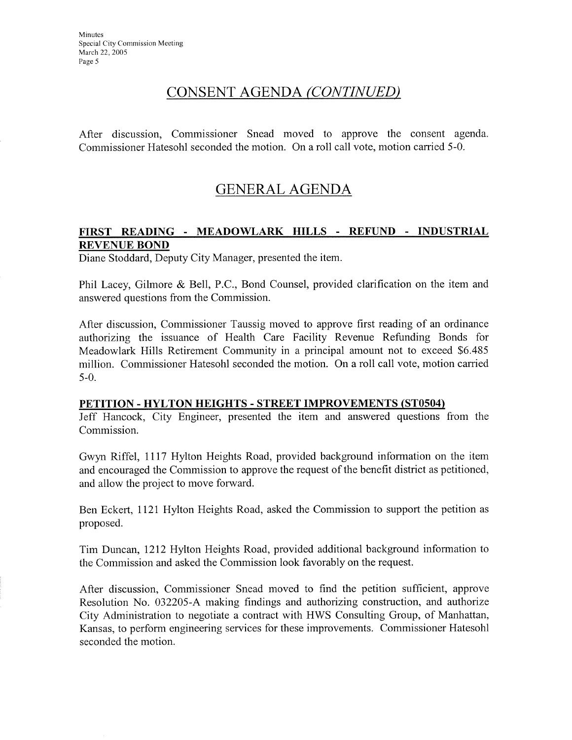## CONSENT AGENDA *(CONTINUED)*

After discussion, Commissioner Snead moved to approve the consent agenda. Commissioner Hatesohl seconded the motion. On a roll call vote, motion carried 5-0.

## GENERAL AGENDA

**FIRST READING - MEADOWLARK HILLS - REFUND - INDUSTRIAL REVENUE BOND**

Diane Stoddard, Deputy City Manager, presented the item.

Phil Lacey, Gilmore & Bell, P.C., Bond Counsel, provided clarification on the item and answered questions from the Commission.

After discussion, Commissioner Taussig moved to approve first reading of an ordinance authorizing the issuance of Health Care Facility Revenue Refunding Bonds for Meadowlark Hills Retirement Community in a principal amount not to exceed $6.485 million. Commissioner Hatesohl seconded the motion. On a roll call vote, motion carried 5-0.

**PETITION - HYLTON HEIGHTS - STREET IMPROVEMENTS (ST0504)**

Jeff Hancock, City Engineer, presented the item and answered questions from the Commission.

Gwyn Riffel, 1117 Hylton Heights Road, provided background information on the item and encouraged the Commission to approve the request of the benefit district as petitioned, and allow the project to move forward.

Ben Eckert, 1121 Hylton Heights Road, asked the Commission to support the petition as proposed.

Tim Duncan, 1212 Hylton Heights Road, provided additional background information to the Commission and asked the Commission look favorably on the request.

After discussion, Commissioner Snead moved to find the petition sufficient, approve Resolution No. 032205-A making findings and authorizing construction, and authorize City Administration to negotiate a contract with HWS Consulting Group, of Manhattan, Kansas, to perform engineering services for these improvements. Commissioner Hatesohl seconded the motion.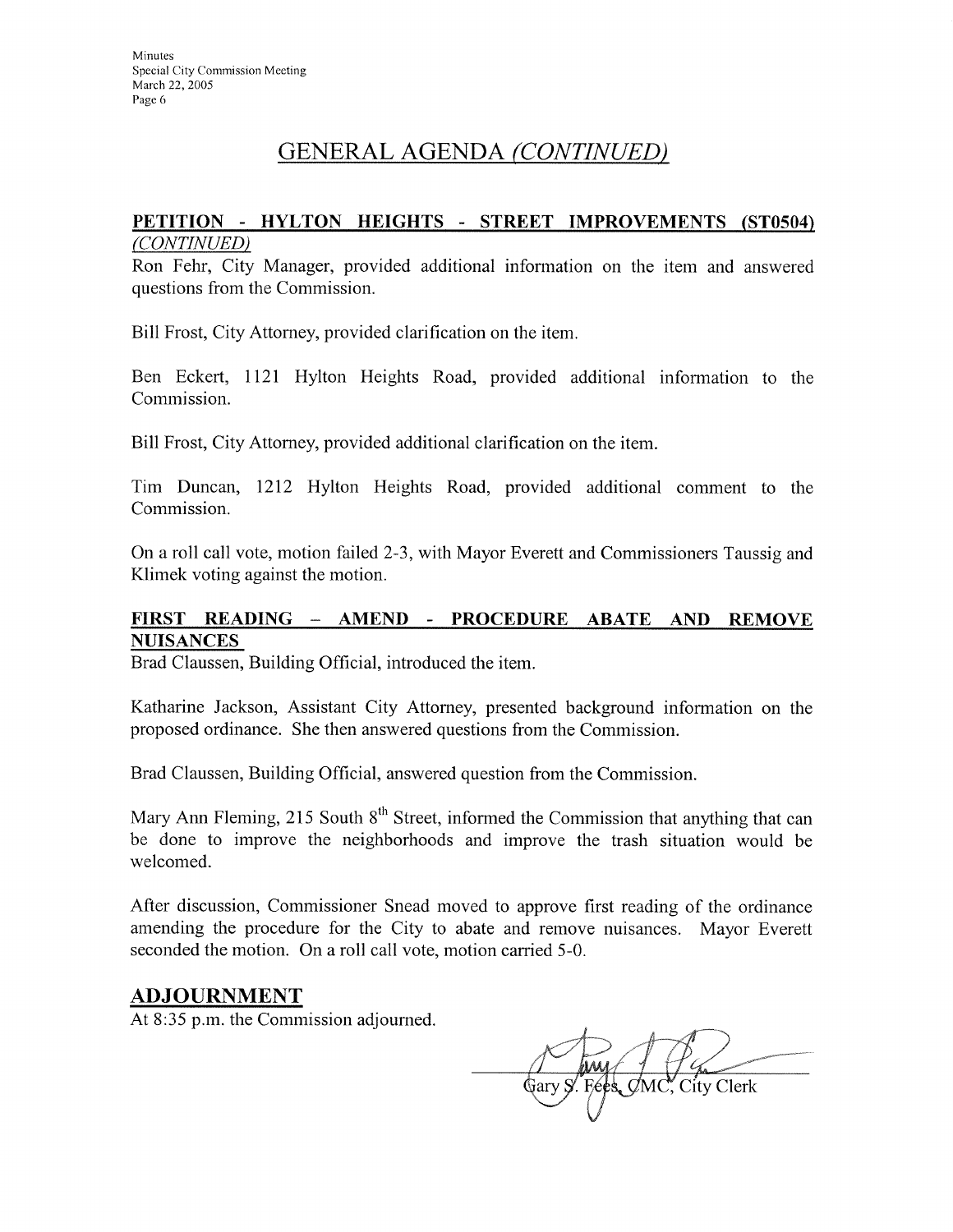# GENERAL AGENDA *(CONTINUED)*

**PETITION - HYLTON HEIGHTS - STREET IMPROVEMENTS (ST0504)** *(CONTINUED)*

Ron Fehr, City Manager, provided additional information on the item and answered questions from the Commission.

Bill Frost, City Attorney, provided clarification on the item.

Ben Eckert, 1121 Hylton Heights Road, provided additional information to the Commission.

Bill Frost, City Attorney, provided additional clarification on the item.

Tim Duncan, 1212 Hylton Heights Road, provided additional comment to the Commission.

On a roll call vote, motion failed 2-3, with Mayor Everett and Commissioners Taussig and Klimek voting against the motion.

**FIRST READING – AMEND - PROCEDURE ABATE AND REMOVE NUISANCES**

Brad Claussen, Building Official, introduced the item.

Katharine Jackson, Assistant City Attorney, presented background information on the proposed ordinance. She then answered questions from the Commission.

Brad Claussen, Building Official, answered question from the Commission.

Mary Ann Fleming, 215 South 8th Street, informed the Commission that anything that can be done to improve the neighborhoods and improve the trash situation would be welcomed.

After discussion, Commissioner Snead moved to approve first reading of the ordinance amending the procedure for the City to abate and remove nuisances. Mayor Everett seconded the motion. On a roll call vote, motion carried 5-0.

## ADJOURNMENT

At 8:35 p.m. the Commission adjourned.

Gary S. Fees, CMC, City Clerk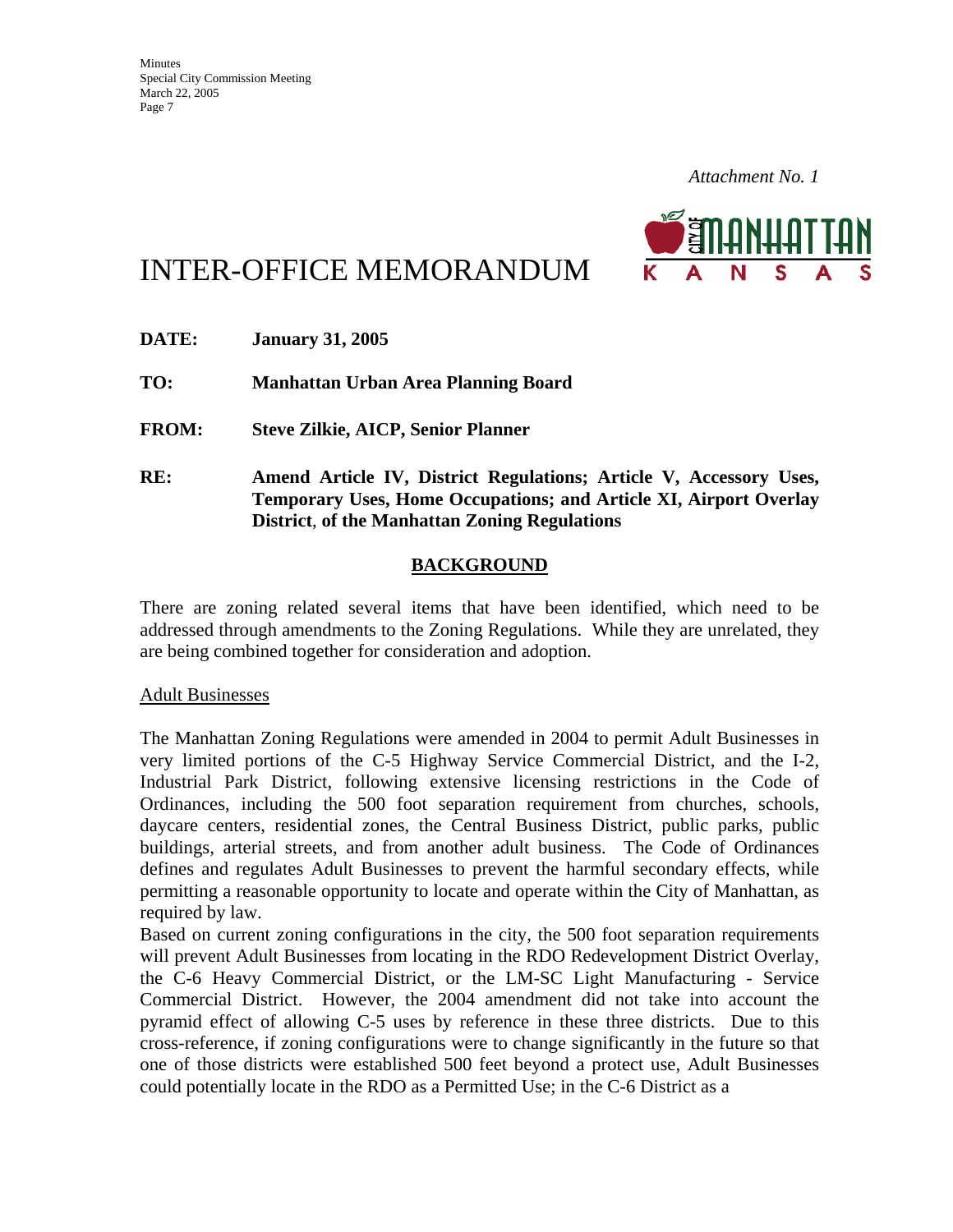*Attachment No. 1*

# INTER-OFFICE MEMORANDUM

**DATE:** **January 31, 2005**

**TO:** **Manhattan Urban Area Planning Board**

**FROM:** **Steve Zilkie, AICP, Senior Planner**

**RE:** **Amend Article IV, District Regulations; Article V, Accessory Uses, Temporary Uses, Home Occupations; and Article XI, Airport Overlay District, of the Manhattan Zoning Regulations**

## BACKGROUND

There are zoning related several items that have been identified, which need to be addressed through amendments to the Zoning Regulations. While they are unrelated, they are being combined together for consideration and adoption.

Adult Businesses

The Manhattan Zoning Regulations were amended in 2004 to permit Adult Businesses in very limited portions of the C-5 Highway Service Commercial District, and the I-2, Industrial Park District, following extensive licensing restrictions in the Code of Ordinances, including the 500 foot separation requirement from churches, schools, daycare centers, residential zones, the Central Business District, public parks, public buildings, arterial streets, and from another adult business. The Code of Ordinances defines and regulates Adult Businesses to prevent the harmful secondary effects, while permitting a reasonable opportunity to locate and operate within the City of Manhattan, as required by law.

Based on current zoning configurations in the city, the 500 foot separation requirements will prevent Adult Businesses from locating in the RDO Redevelopment District Overlay, the C-6 Heavy Commercial District, or the LM-SC Light Manufacturing - Service Commercial District. However, the 2004 amendment did not take into account the pyramid effect of allowing C-5 uses by reference in these three districts. Due to this cross-reference, if zoning configurations were to change significantly in the future so that one of those districts were established 500 feet beyond a protect use, Adult Businesses could potentially locate in the RDO as a Permitted Use; in the C-6 District as a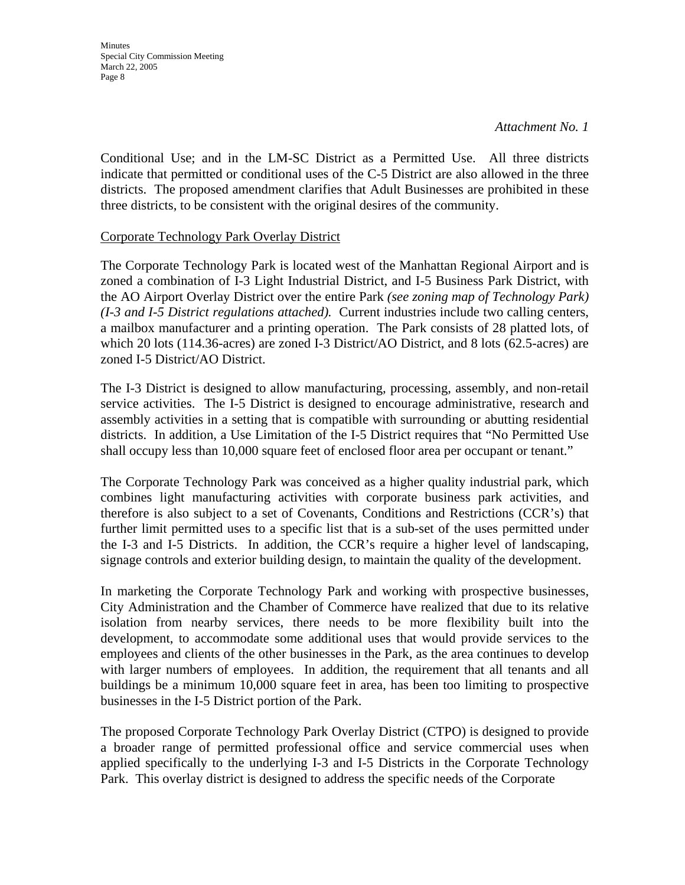*Attachment No. 1*

Conditional Use; and in the LM-SC District as a Permitted Use. All three districts indicate that permitted or conditional uses of the C-5 District are also allowed in the three districts. The proposed amendment clarifies that Adult Businesses are prohibited in these three districts, to be consistent with the original desires of the community.

Corporate Technology Park Overlay District

The Corporate Technology Park is located west of the Manhattan Regional Airport and is zoned a combination of I-3 Light Industrial District, and I-5 Business Park District, with the AO Airport Overlay District over the entire Park *(see zoning map of Technology Park) (I-3 and I-5 District regulations attached).* Current industries include two calling centers, a mailbox manufacturer and a printing operation. The Park consists of 28 platted lots, of which 20 lots (114.36-acres) are zoned I-3 District/AO District, and 8 lots (62.5-acres) are zoned I-5 District/AO District.

The I-3 District is designed to allow manufacturing, processing, assembly, and non-retail service activities. The I-5 District is designed to encourage administrative, research and assembly activities in a setting that is compatible with surrounding or abutting residential districts. In addition, a Use Limitation of the I-5 District requires that "No Permitted Use shall occupy less than 10,000 square feet of enclosed floor area per occupant or tenant."

The Corporate Technology Park was conceived as a higher quality industrial park, which combines light manufacturing activities with corporate business park activities, and therefore is also subject to a set of Covenants, Conditions and Restrictions (CCR's) that further limit permitted uses to a specific list that is a sub-set of the uses permitted under the I-3 and I-5 Districts. In addition, the CCR's require a higher level of landscaping, signage controls and exterior building design, to maintain the quality of the development.

In marketing the Corporate Technology Park and working with prospective businesses, City Administration and the Chamber of Commerce have realized that due to its relative isolation from nearby services, there needs to be more flexibility built into the development, to accommodate some additional uses that would provide services to the employees and clients of the other businesses in the Park, as the area continues to develop with larger numbers of employees. In addition, the requirement that all tenants and all buildings be a minimum 10,000 square feet in area, has been too limiting to prospective businesses in the I-5 District portion of the Park.

The proposed Corporate Technology Park Overlay District (CTPO) is designed to provide a broader range of permitted professional office and service commercial uses when applied specifically to the underlying I-3 and I-5 Districts in the Corporate Technology Park. This overlay district is designed to address the specific needs of the Corporate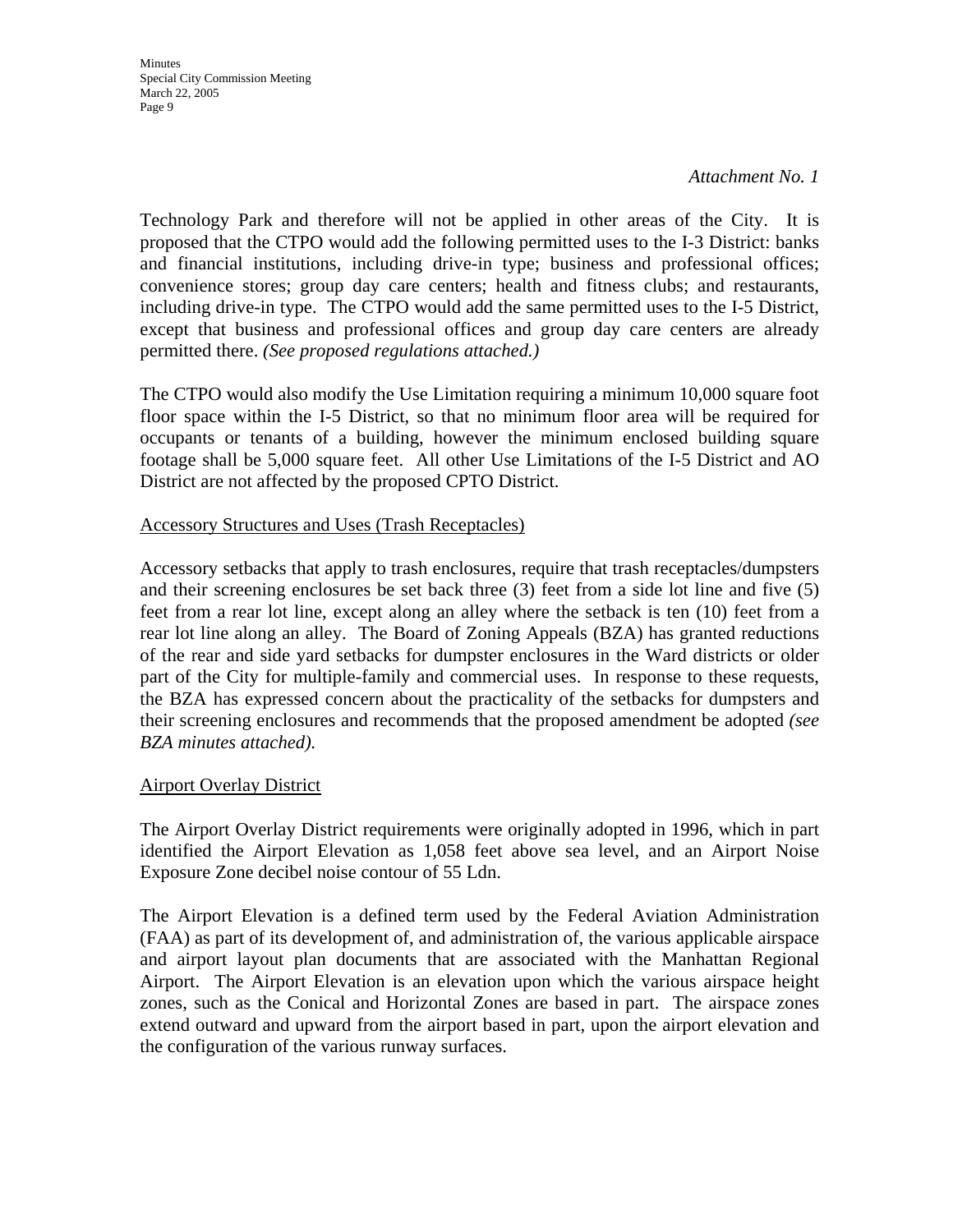*Attachment No. 1*

Technology Park and therefore will not be applied in other areas of the City. It is proposed that the CTPO would add the following permitted uses to the I-3 District: banks and financial institutions, including drive-in type; business and professional offices; convenience stores; group day care centers; health and fitness clubs; and restaurants, including drive-in type. The CTPO would add the same permitted uses to the I-5 District, except that business and professional offices and group day care centers are already permitted there. *(See proposed regulations attached.)*

The CTPO would also modify the Use Limitation requiring a minimum 10,000 square foot floor space within the I-5 District, so that no minimum floor area will be required for occupants or tenants of a building, however the minimum enclosed building square footage shall be 5,000 square feet. All other Use Limitations of the I-5 District and AO District are not affected by the proposed CPTO District.

<u>Accessory Structures and Uses (Trash Receptacles)</u>

Accessory setbacks that apply to trash enclosures, require that trash receptacles/dumpsters and their screening enclosures be set back three (3) feet from a side lot line and five (5) feet from a rear lot line, except along an alley where the setback is ten (10) feet from a rear lot line along an alley. The Board of Zoning Appeals (BZA) has granted reductions of the rear and side yard setbacks for dumpster enclosures in the Ward districts or older part of the City for multiple-family and commercial uses. In response to these requests, the BZA has expressed concern about the practicality of the setbacks for dumpsters and their screening enclosures and recommends that the proposed amendment be adopted *(see BZA minutes attached).*

<u>Airport Overlay District</u>

The Airport Overlay District requirements were originally adopted in 1996, which in part identified the Airport Elevation as 1,058 feet above sea level, and an Airport Noise Exposure Zone decibel noise contour of 55 Ldn.

The Airport Elevation is a defined term used by the Federal Aviation Administration (FAA) as part of its development of, and administration of, the various applicable airspace and airport layout plan documents that are associated with the Manhattan Regional Airport. The Airport Elevation is an elevation upon which the various airspace height zones, such as the Conical and Horizontal Zones are based in part. The airspace zones extend outward and upward from the airport based in part, upon the airport elevation and the configuration of the various runway surfaces.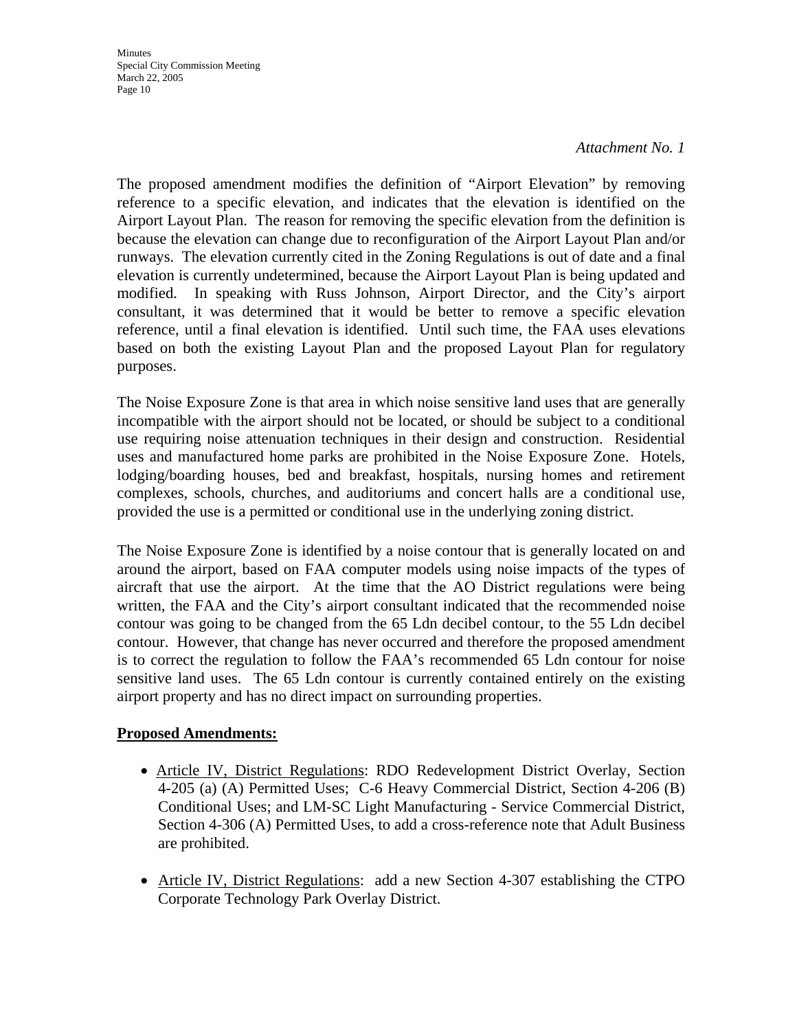*Attachment No. 1*

The proposed amendment modifies the definition of "Airport Elevation" by removing reference to a specific elevation, and indicates that the elevation is identified on the Airport Layout Plan. The reason for removing the specific elevation from the definition is because the elevation can change due to reconfiguration of the Airport Layout Plan and/or runways. The elevation currently cited in the Zoning Regulations is out of date and a final elevation is currently undetermined, because the Airport Layout Plan is being updated and modified. In speaking with Russ Johnson, Airport Director, and the City's airport consultant, it was determined that it would be better to remove a specific elevation reference, until a final elevation is identified. Until such time, the FAA uses elevations based on both the existing Layout Plan and the proposed Layout Plan for regulatory purposes.

The Noise Exposure Zone is that area in which noise sensitive land uses that are generally incompatible with the airport should not be located, or should be subject to a conditional use requiring noise attenuation techniques in their design and construction. Residential uses and manufactured home parks are prohibited in the Noise Exposure Zone. Hotels, lodging/boarding houses, bed and breakfast, hospitals, nursing homes and retirement complexes, schools, churches, and auditoriums and concert halls are a conditional use, provided the use is a permitted or conditional use in the underlying zoning district.

The Noise Exposure Zone is identified by a noise contour that is generally located on and around the airport, based on FAA computer models using noise impacts of the types of aircraft that use the airport. At the time that the AO District regulations were being written, the FAA and the City's airport consultant indicated that the recommended noise contour was going to be changed from the 65 Ldn decibel contour, to the 55 Ldn decibel contour. However, that change has never occurred and therefore the proposed amendment is to correct the regulation to follow the FAA's recommended 65 Ldn contour for noise sensitive land uses. The 65 Ldn contour is currently contained entirely on the existing airport property and has no direct impact on surrounding properties.

**Proposed Amendments:**

- Article IV, District Regulations: RDO Redevelopment District Overlay, Section 4-205 (a) (A) Permitted Uses; C-6 Heavy Commercial District, Section 4-206 (B) Conditional Uses; and LM-SC Light Manufacturing - Service Commercial District, Section 4-306 (A) Permitted Uses, to add a cross-reference note that Adult Business are prohibited.

- Article IV, District Regulations: add a new Section 4-307 establishing the CTPO Corporate Technology Park Overlay District.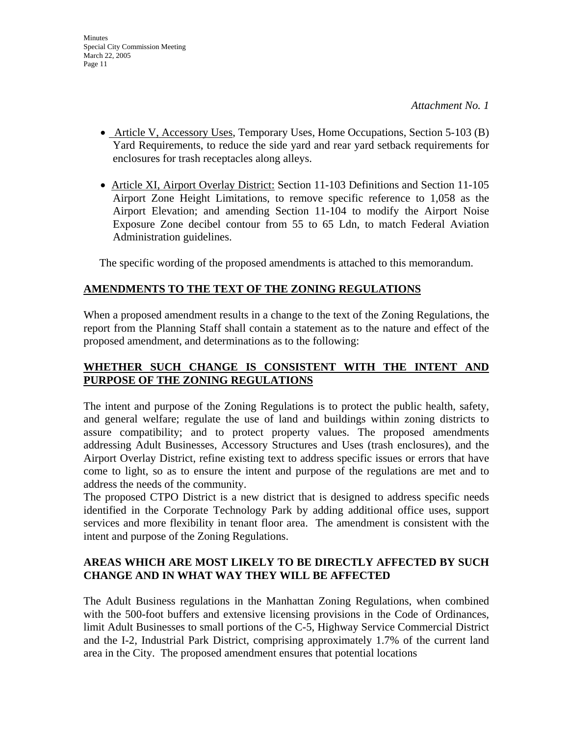*Attachment No. 1*

- Article V, Accessory Uses, Temporary Uses, Home Occupations, Section 5-103 (B) Yard Requirements, to reduce the side yard and rear yard setback requirements for enclosures for trash receptacles along alleys.

- Article XI, Airport Overlay District: Section 11-103 Definitions and Section 11-105 Airport Zone Height Limitations, to remove specific reference to 1,058 as the Airport Elevation; and amending Section 11-104 to modify the Airport Noise Exposure Zone decibel contour from 55 to 65 Ldn, to match Federal Aviation Administration guidelines.

The specific wording of the proposed amendments is attached to this memorandum.

## AMENDMENTS TO THE TEXT OF THE ZONING REGULATIONS

When a proposed amendment results in a change to the text of the Zoning Regulations, the report from the Planning Staff shall contain a statement as to the nature and effect of the proposed amendment, and determinations as to the following:

## WHETHER SUCH CHANGE IS CONSISTENT WITH THE INTENT AND PURPOSE OF THE ZONING REGULATIONS

The intent and purpose of the Zoning Regulations is to protect the public health, safety, and general welfare; regulate the use of land and buildings within zoning districts to assure compatibility; and to protect property values. The proposed amendments addressing Adult Businesses, Accessory Structures and Uses (trash enclosures), and the Airport Overlay District, refine existing text to address specific issues or errors that have come to light, so as to ensure the intent and purpose of the regulations are met and to address the needs of the community.
The proposed CTPO District is a new district that is designed to address specific needs identified in the Corporate Technology Park by adding additional office uses, support services and more flexibility in tenant floor area. The amendment is consistent with the intent and purpose of the Zoning Regulations.

## AREAS WHICH ARE MOST LIKELY TO BE DIRECTLY AFFECTED BY SUCH CHANGE AND IN WHAT WAY THEY WILL BE AFFECTED

The Adult Business regulations in the Manhattan Zoning Regulations, when combined with the 500-foot buffers and extensive licensing provisions in the Code of Ordinances, limit Adult Businesses to small portions of the C-5, Highway Service Commercial District and the I-2, Industrial Park District, comprising approximately 1.7% of the current land area in the City. The proposed amendment ensures that potential locations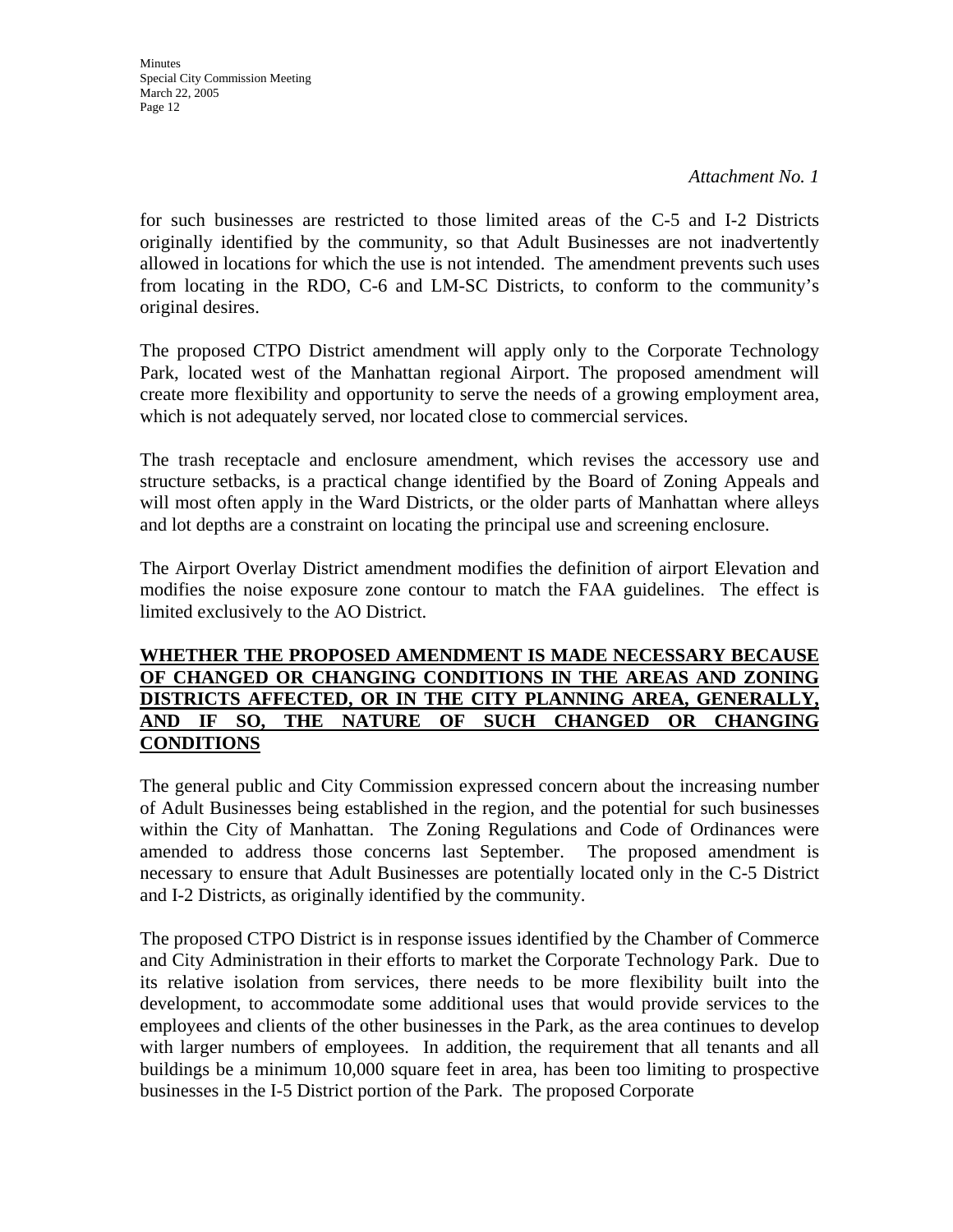*Attachment No. 1*

for such businesses are restricted to those limited areas of the C-5 and I-2 Districts originally identified by the community, so that Adult Businesses are not inadvertently allowed in locations for which the use is not intended. The amendment prevents such uses from locating in the RDO, C-6 and LM-SC Districts, to conform to the community's original desires.

The proposed CTPO District amendment will apply only to the Corporate Technology Park, located west of the Manhattan regional Airport. The proposed amendment will create more flexibility and opportunity to serve the needs of a growing employment area, which is not adequately served, nor located close to commercial services.

The trash receptacle and enclosure amendment, which revises the accessory use and structure setbacks, is a practical change identified by the Board of Zoning Appeals and will most often apply in the Ward Districts, or the older parts of Manhattan where alleys and lot depths are a constraint on locating the principal use and screening enclosure.

The Airport Overlay District amendment modifies the definition of airport Elevation and modifies the noise exposure zone contour to match the FAA guidelines. The effect is limited exclusively to the AO District.

**WHETHER THE PROPOSED AMENDMENT IS MADE NECESSARY BECAUSE OF CHANGED OR CHANGING CONDITIONS IN THE AREAS AND ZONING DISTRICTS AFFECTED, OR IN THE CITY PLANNING AREA, GENERALLY, AND IF SO, THE NATURE OF SUCH CHANGED OR CHANGING CONDITIONS**

The general public and City Commission expressed concern about the increasing number of Adult Businesses being established in the region, and the potential for such businesses within the City of Manhattan. The Zoning Regulations and Code of Ordinances were amended to address those concerns last September. The proposed amendment is necessary to ensure that Adult Businesses are potentially located only in the C-5 District and I-2 Districts, as originally identified by the community.

The proposed CTPO District is in response issues identified by the Chamber of Commerce and City Administration in their efforts to market the Corporate Technology Park. Due to its relative isolation from services, there needs to be more flexibility built into the development, to accommodate some additional uses that would provide services to the employees and clients of the other businesses in the Park, as the area continues to develop with larger numbers of employees. In addition, the requirement that all tenants and all buildings be a minimum 10,000 square feet in area, has been too limiting to prospective businesses in the I-5 District portion of the Park. The proposed Corporate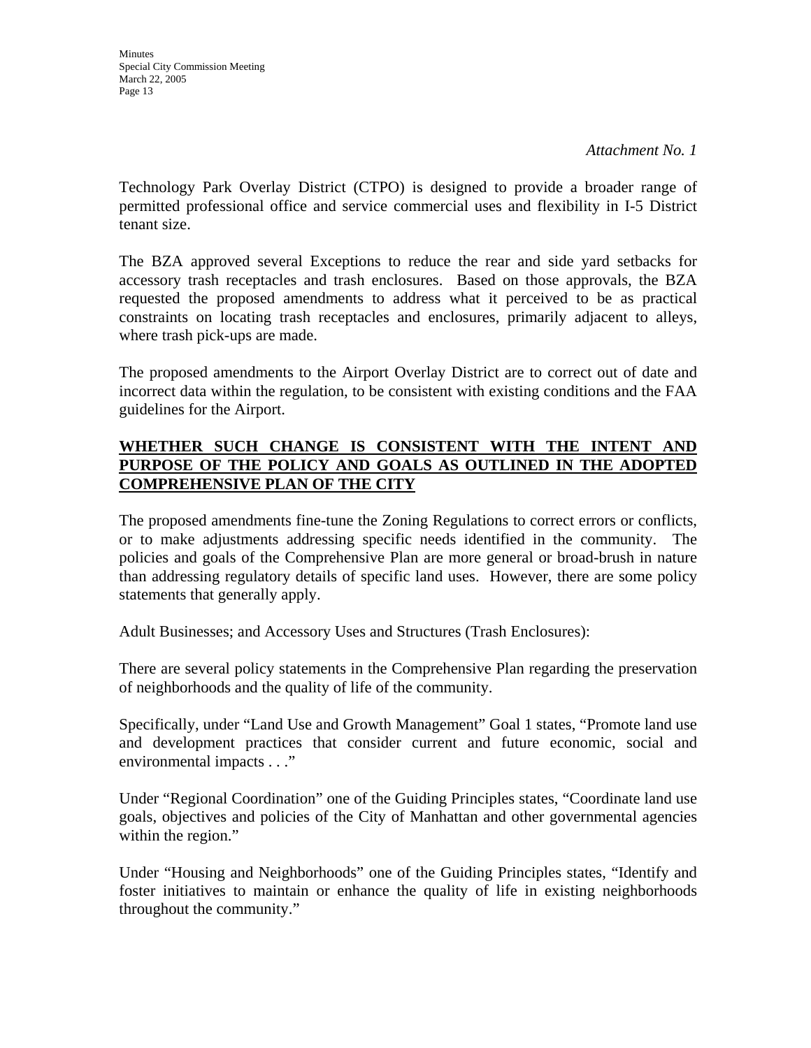*Attachment No. 1*

Technology Park Overlay District (CTPO) is designed to provide a broader range of permitted professional office and service commercial uses and flexibility in I-5 District tenant size.

The BZA approved several Exceptions to reduce the rear and side yard setbacks for accessory trash receptacles and trash enclosures. Based on those approvals, the BZA requested the proposed amendments to address what it perceived to be as practical constraints on locating trash receptacles and enclosures, primarily adjacent to alleys, where trash pick-ups are made.

The proposed amendments to the Airport Overlay District are to correct out of date and incorrect data within the regulation, to be consistent with existing conditions and the FAA guidelines for the Airport.

**WHETHER SUCH CHANGE IS CONSISTENT WITH THE INTENT AND PURPOSE OF THE POLICY AND GOALS AS OUTLINED IN THE ADOPTED COMPREHENSIVE PLAN OF THE CITY**

The proposed amendments fine-tune the Zoning Regulations to correct errors or conflicts, or to make adjustments addressing specific needs identified in the community. The policies and goals of the Comprehensive Plan are more general or broad-brush in nature than addressing regulatory details of specific land uses. However, there are some policy statements that generally apply.

Adult Businesses; and Accessory Uses and Structures (Trash Enclosures):

There are several policy statements in the Comprehensive Plan regarding the preservation of neighborhoods and the quality of life of the community.

Specifically, under "Land Use and Growth Management" Goal 1 states, "Promote land use and development practices that consider current and future economic, social and environmental impacts . . ."

Under "Regional Coordination" one of the Guiding Principles states, "Coordinate land use goals, objectives and policies of the City of Manhattan and other governmental agencies within the region."

Under "Housing and Neighborhoods" one of the Guiding Principles states, "Identify and foster initiatives to maintain or enhance the quality of life in existing neighborhoods throughout the community."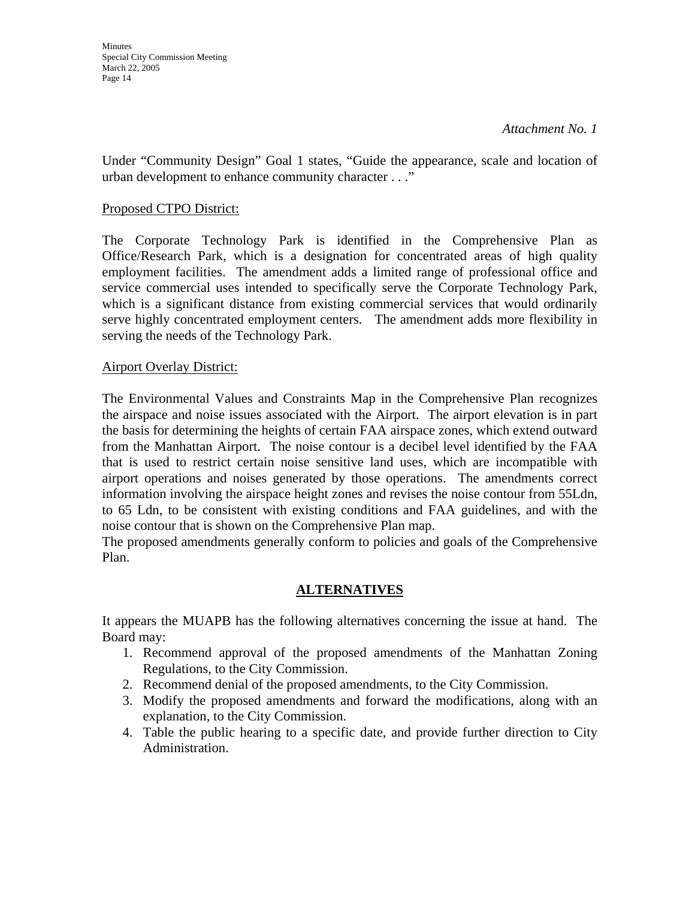*Attachment No. 1*

Under "Community Design" Goal 1 states, "Guide the appearance, scale and location of urban development to enhance community character . . ."

Proposed CTPO District:

The Corporate Technology Park is identified in the Comprehensive Plan as Office/Research Park, which is a designation for concentrated areas of high quality employment facilities. The amendment adds a limited range of professional office and service commercial uses intended to specifically serve the Corporate Technology Park, which is a significant distance from existing commercial services that would ordinarily serve highly concentrated employment centers. The amendment adds more flexibility in serving the needs of the Technology Park.

Airport Overlay District:

The Environmental Values and Constraints Map in the Comprehensive Plan recognizes the airspace and noise issues associated with the Airport. The airport elevation is in part the basis for determining the heights of certain FAA airspace zones, which extend outward from the Manhattan Airport. The noise contour is a decibel level identified by the FAA that is used to restrict certain noise sensitive land uses, which are incompatible with airport operations and noises generated by those operations. The amendments correct information involving the airspace height zones and revises the noise contour from 55Ldn, to 65 Ldn, to be consistent with existing conditions and FAA guidelines, and with the noise contour that is shown on the Comprehensive Plan map.

The proposed amendments generally conform to policies and goals of the Comprehensive Plan.

## ALTERNATIVES

It appears the MUAPB has the following alternatives concerning the issue at hand. The Board may:

1. Recommend approval of the proposed amendments of the Manhattan Zoning Regulations, to the City Commission.
2. Recommend denial of the proposed amendments, to the City Commission.
3. Modify the proposed amendments and forward the modifications, along with an explanation, to the City Commission.
4. Table the public hearing to a specific date, and provide further direction to City Administration.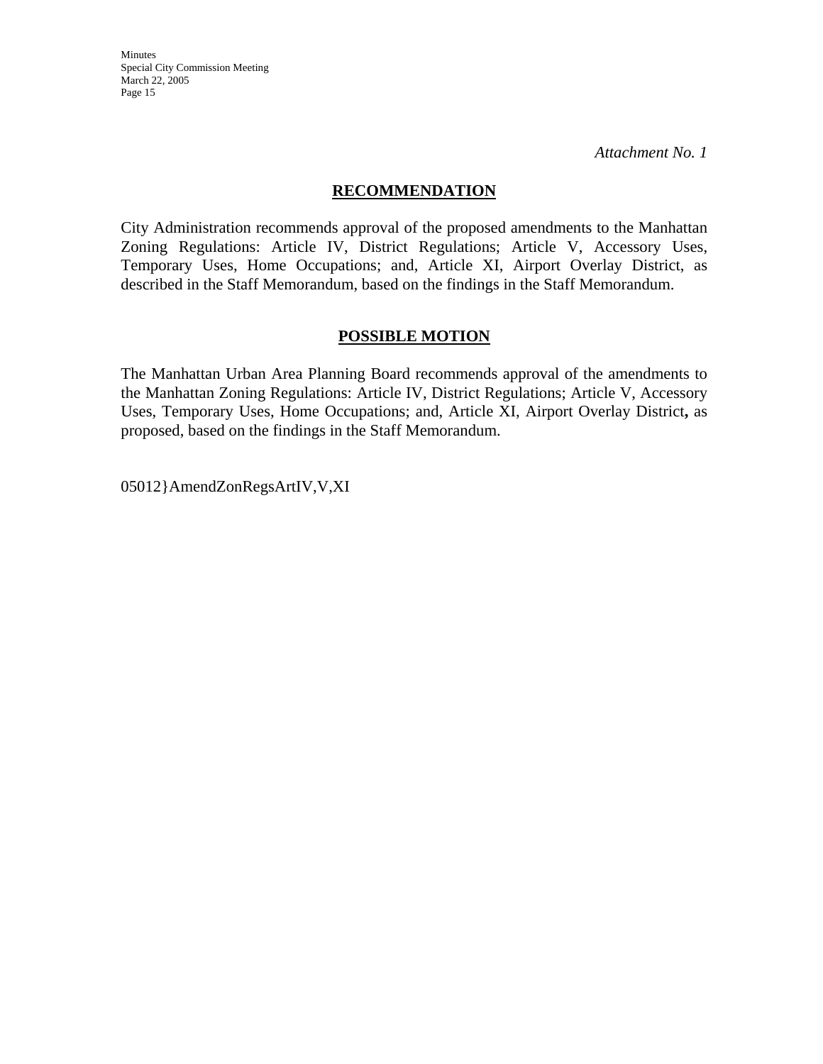*Attachment No. 1*

## RECOMMENDATION

City Administration recommends approval of the proposed amendments to the Manhattan Zoning Regulations: Article IV, District Regulations; Article V, Accessory Uses, Temporary Uses, Home Occupations; and, Article XI, Airport Overlay District, as described in the Staff Memorandum, based on the findings in the Staff Memorandum.

## POSSIBLE MOTION

The Manhattan Urban Area Planning Board recommends approval of the amendments to the Manhattan Zoning Regulations: Article IV, District Regulations; Article V, Accessory Uses, Temporary Uses, Home Occupations; and, Article XI, Airport Overlay District**,** as proposed, based on the findings in the Staff Memorandum.

05012}AmendZonRegsArtIV,V,XI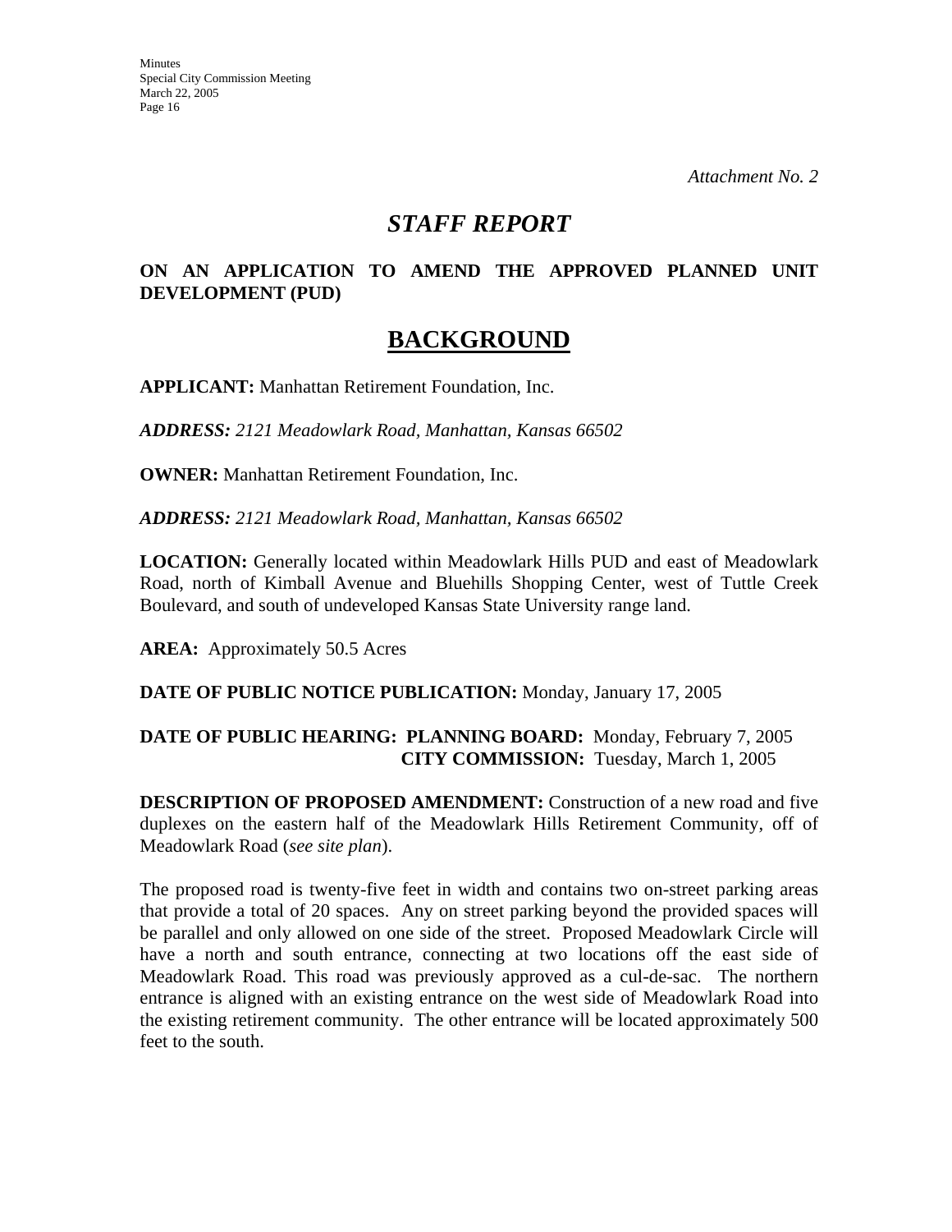*Attachment No. 2*

# *STAFF REPORT*

**ON AN APPLICATION TO AMEND THE APPROVED PLANNED UNIT DEVELOPMENT (PUD)**

## BACKGROUND

**APPLICANT:** Manhattan Retirement Foundation, Inc.

***ADDRESS:*** *2121 Meadowlark Road, Manhattan, Kansas 66502*

**OWNER:** Manhattan Retirement Foundation, Inc.

***ADDRESS:*** *2121 Meadowlark Road, Manhattan, Kansas 66502*

**LOCATION:** Generally located within Meadowlark Hills PUD and east of Meadowlark Road, north of Kimball Avenue and Bluehills Shopping Center, west of Tuttle Creek Boulevard, and south of undeveloped Kansas State University range land.

**AREA:** Approximately 50.5 Acres

**DATE OF PUBLIC NOTICE PUBLICATION:** Monday, January 17, 2005

**DATE OF PUBLIC HEARING: PLANNING BOARD:** Monday, February 7, 2005
**CITY COMMISSION:** Tuesday, March 1, 2005

**DESCRIPTION OF PROPOSED AMENDMENT:** Construction of a new road and five duplexes on the eastern half of the Meadowlark Hills Retirement Community, off of Meadowlark Road (*see site plan*).

The proposed road is twenty-five feet in width and contains two on-street parking areas that provide a total of 20 spaces. Any on street parking beyond the provided spaces will be parallel and only allowed on one side of the street. Proposed Meadowlark Circle will have a north and south entrance, connecting at two locations off the east side of Meadowlark Road. This road was previously approved as a cul-de-sac. The northern entrance is aligned with an existing entrance on the west side of Meadowlark Road into the existing retirement community. The other entrance will be located approximately 500 feet to the south.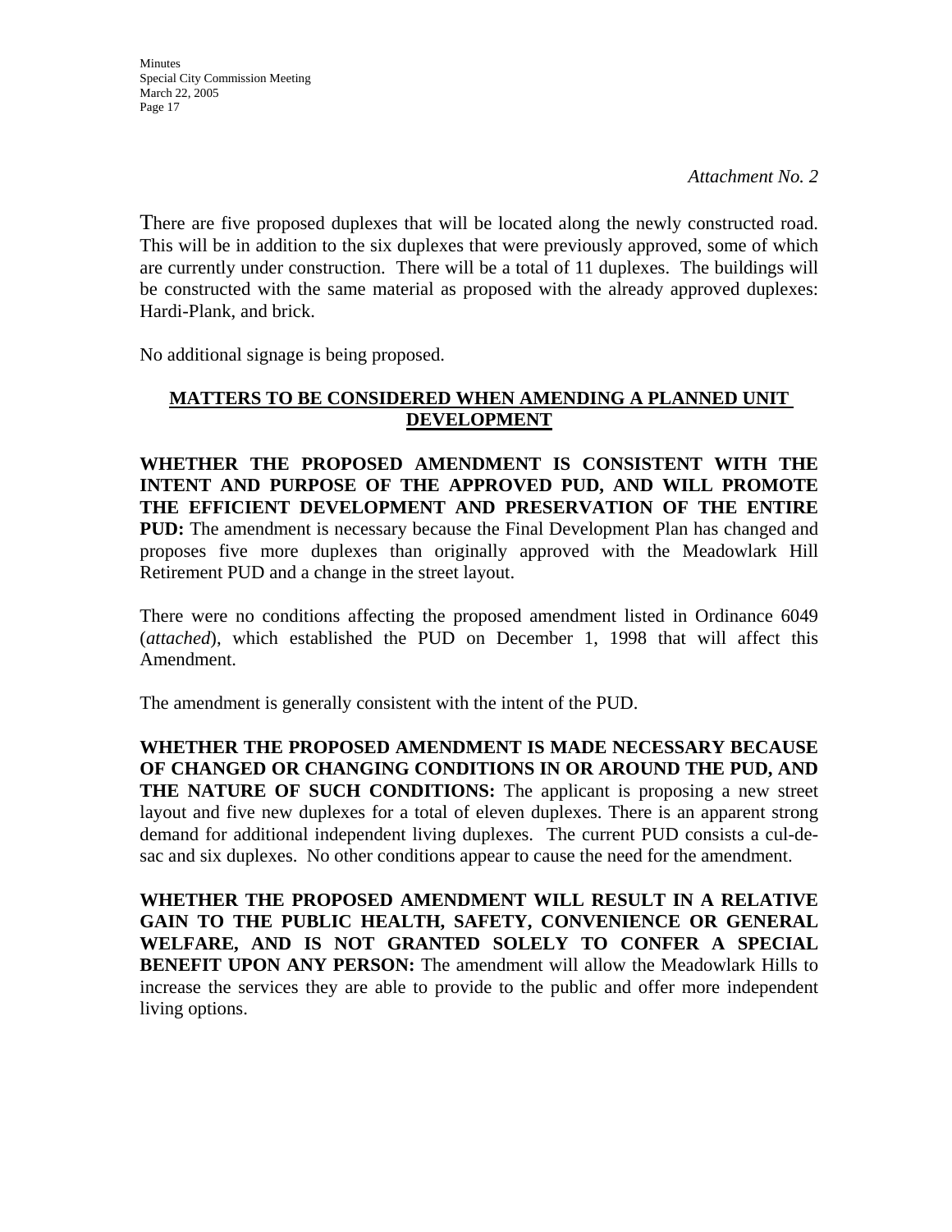*Attachment No. 2*

There are five proposed duplexes that will be located along the newly constructed road. This will be in addition to the six duplexes that were previously approved, some of which are currently under construction. There will be a total of 11 duplexes. The buildings will be constructed with the same material as proposed with the already approved duplexes: Hardi-Plank, and brick.

No additional signage is being proposed.

**MATTERS TO BE CONSIDERED WHEN AMENDING A PLANNED UNIT DEVELOPMENT**

**WHETHER THE PROPOSED AMENDMENT IS CONSISTENT WITH THE INTENT AND PURPOSE OF THE APPROVED PUD, AND WILL PROMOTE THE EFFICIENT DEVELOPMENT AND PRESERVATION OF THE ENTIRE PUD:** The amendment is necessary because the Final Development Plan has changed and proposes five more duplexes than originally approved with the Meadowlark Hill Retirement PUD and a change in the street layout.

There were no conditions affecting the proposed amendment listed in Ordinance 6049 (*attached*), which established the PUD on December 1, 1998 that will affect this Amendment.

The amendment is generally consistent with the intent of the PUD.

**WHETHER THE PROPOSED AMENDMENT IS MADE NECESSARY BECAUSE OF CHANGED OR CHANGING CONDITIONS IN OR AROUND THE PUD, AND THE NATURE OF SUCH CONDITIONS:** The applicant is proposing a new street layout and five new duplexes for a total of eleven duplexes. There is an apparent strong demand for additional independent living duplexes. The current PUD consists a cul-de-sac and six duplexes. No other conditions appear to cause the need for the amendment.

**WHETHER THE PROPOSED AMENDMENT WILL RESULT IN A RELATIVE GAIN TO THE PUBLIC HEALTH, SAFETY, CONVENIENCE OR GENERAL WELFARE, AND IS NOT GRANTED SOLELY TO CONFER A SPECIAL BENEFIT UPON ANY PERSON:** The amendment will allow the Meadowlark Hills to increase the services they are able to provide to the public and offer more independent living options.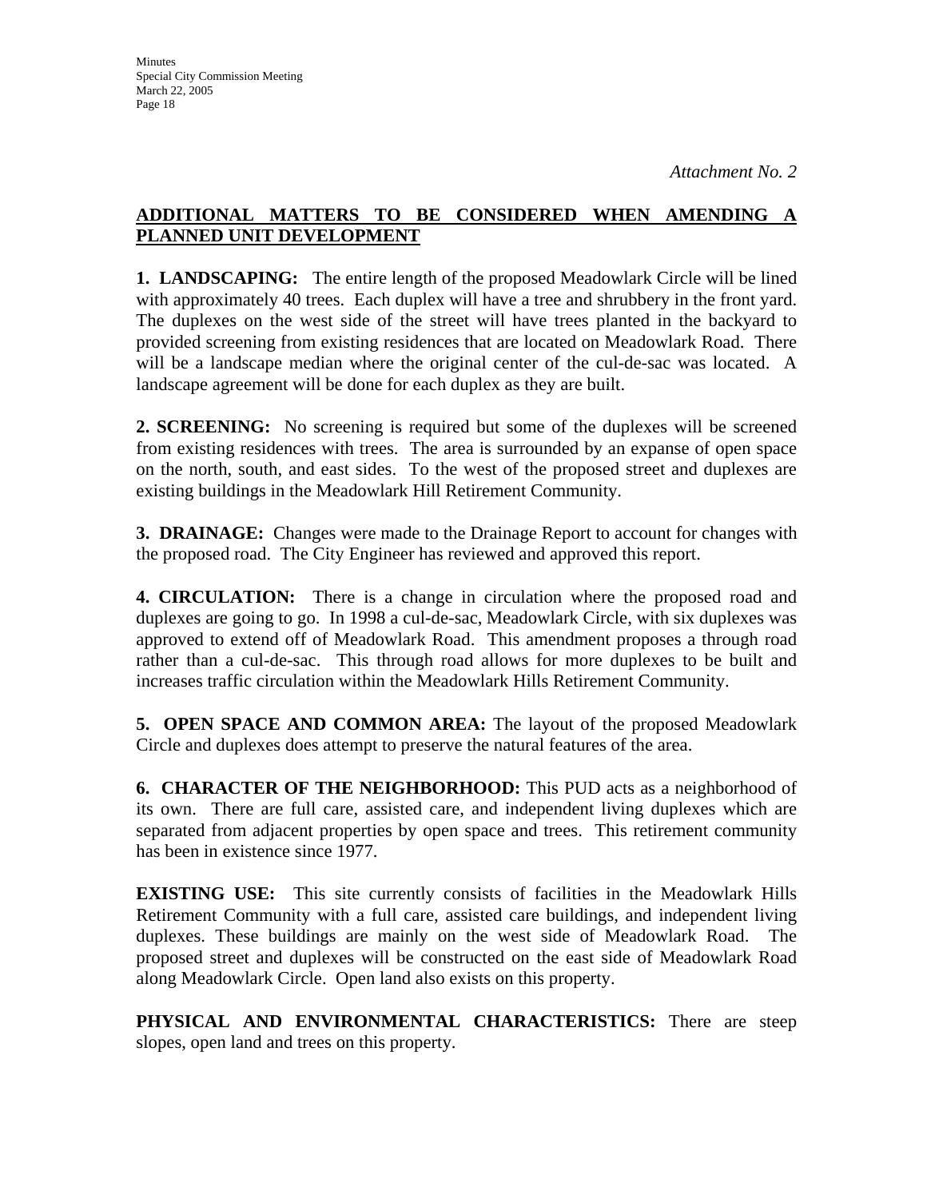*Attachment No. 2*

## ADDITIONAL MATTERS TO BE CONSIDERED WHEN AMENDING A PLANNED UNIT DEVELOPMENT

**1. LANDSCAPING:** The entire length of the proposed Meadowlark Circle will be lined with approximately 40 trees. Each duplex will have a tree and shrubbery in the front yard. The duplexes on the west side of the street will have trees planted in the backyard to provided screening from existing residences that are located on Meadowlark Road. There will be a landscape median where the original center of the cul-de-sac was located. A landscape agreement will be done for each duplex as they are built.

**2. SCREENING:** No screening is required but some of the duplexes will be screened from existing residences with trees. The area is surrounded by an expanse of open space on the north, south, and east sides. To the west of the proposed street and duplexes are existing buildings in the Meadowlark Hill Retirement Community.

**3. DRAINAGE:** Changes were made to the Drainage Report to account for changes with the proposed road. The City Engineer has reviewed and approved this report.

**4. CIRCULATION:** There is a change in circulation where the proposed road and duplexes are going to go. In 1998 a cul-de-sac, Meadowlark Circle, with six duplexes was approved to extend off of Meadowlark Road. This amendment proposes a through road rather than a cul-de-sac. This through road allows for more duplexes to be built and increases traffic circulation within the Meadowlark Hills Retirement Community.

**5. OPEN SPACE AND COMMON AREA:** The layout of the proposed Meadowlark Circle and duplexes does attempt to preserve the natural features of the area.

**6. CHARACTER OF THE NEIGHBORHOOD:** This PUD acts as a neighborhood of its own. There are full care, assisted care, and independent living duplexes which are separated from adjacent properties by open space and trees. This retirement community has been in existence since 1977.

**EXISTING USE:** This site currently consists of facilities in the Meadowlark Hills Retirement Community with a full care, assisted care buildings, and independent living duplexes. These buildings are mainly on the west side of Meadowlark Road. The proposed street and duplexes will be constructed on the east side of Meadowlark Road along Meadowlark Circle. Open land also exists on this property.

**PHYSICAL AND ENVIRONMENTAL CHARACTERISTICS:** There are steep slopes, open land and trees on this property.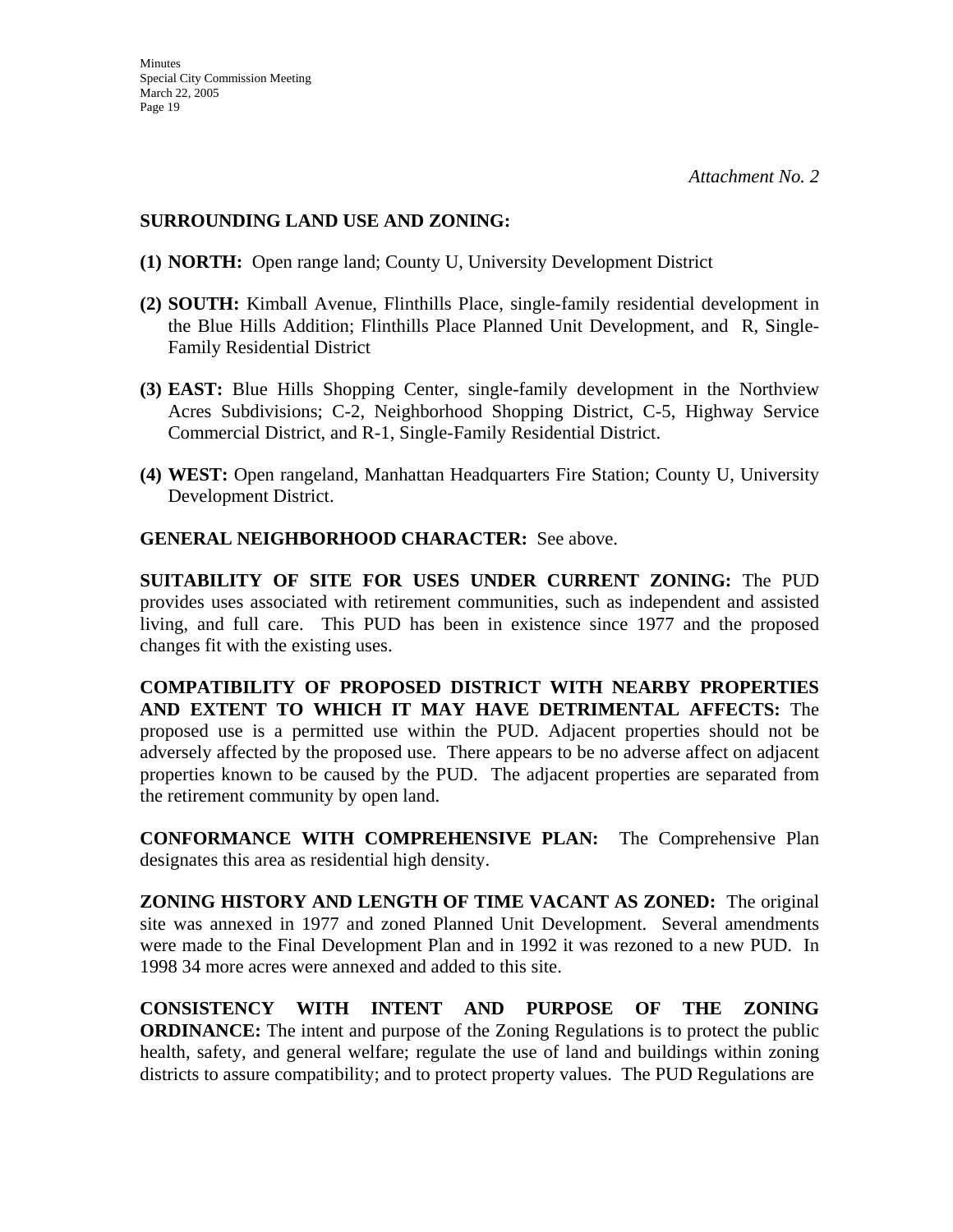*Attachment No. 2*

**SURROUNDING LAND USE AND ZONING:**

**(1) NORTH:** Open range land; County U, University Development District

**(2) SOUTH:** Kimball Avenue, Flinthills Place, single-family residential development in the Blue Hills Addition; Flinthills Place Planned Unit Development, and R, Single-Family Residential District

**(3) EAST:** Blue Hills Shopping Center, single-family development in the Northview Acres Subdivisions; C-2, Neighborhood Shopping District, C-5, Highway Service Commercial District, and R-1, Single-Family Residential District.

**(4) WEST:** Open rangeland, Manhattan Headquarters Fire Station; County U, University Development District.

**GENERAL NEIGHBORHOOD CHARACTER:** See above.

**SUITABILITY OF SITE FOR USES UNDER CURRENT ZONING:** The PUD provides uses associated with retirement communities, such as independent and assisted living, and full care. This PUD has been in existence since 1977 and the proposed changes fit with the existing uses.

**COMPATIBILITY OF PROPOSED DISTRICT WITH NEARBY PROPERTIES AND EXTENT TO WHICH IT MAY HAVE DETRIMENTAL AFFECTS:** The proposed use is a permitted use within the PUD. Adjacent properties should not be adversely affected by the proposed use. There appears to be no adverse affect on adjacent properties known to be caused by the PUD. The adjacent properties are separated from the retirement community by open land.

**CONFORMANCE WITH COMPREHENSIVE PLAN:** The Comprehensive Plan designates this area as residential high density.

**ZONING HISTORY AND LENGTH OF TIME VACANT AS ZONED:** The original site was annexed in 1977 and zoned Planned Unit Development. Several amendments were made to the Final Development Plan and in 1992 it was rezoned to a new PUD. In 1998 34 more acres were annexed and added to this site.

**CONSISTENCY WITH INTENT AND PURPOSE OF THE ZONING ORDINANCE:** The intent and purpose of the Zoning Regulations is to protect the public health, safety, and general welfare; regulate the use of land and buildings within zoning districts to assure compatibility; and to protect property values. The PUD Regulations are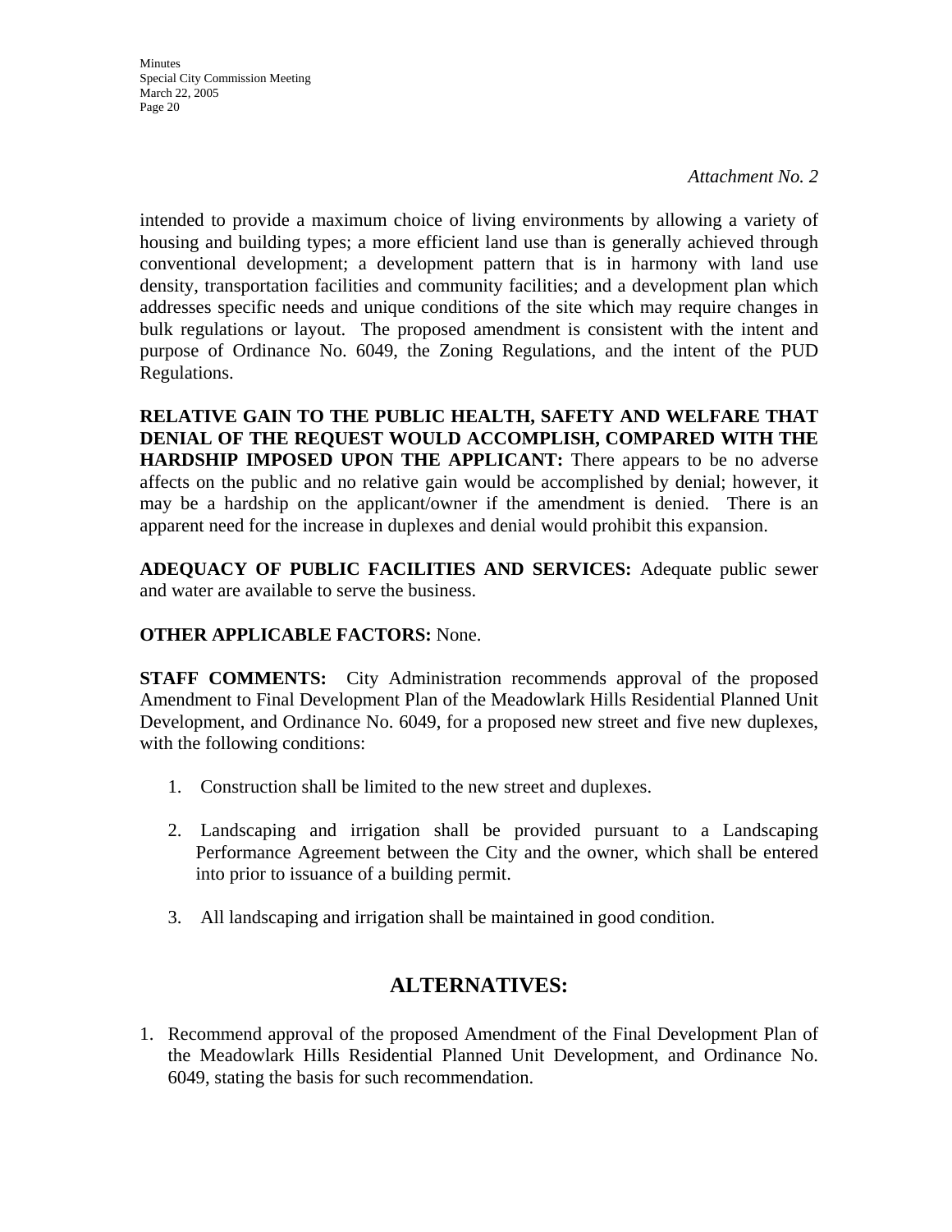*Attachment No. 2*

intended to provide a maximum choice of living environments by allowing a variety of housing and building types; a more efficient land use than is generally achieved through conventional development; a development pattern that is in harmony with land use density, transportation facilities and community facilities; and a development plan which addresses specific needs and unique conditions of the site which may require changes in bulk regulations or layout. The proposed amendment is consistent with the intent and purpose of Ordinance No. 6049, the Zoning Regulations, and the intent of the PUD Regulations.

**RELATIVE GAIN TO THE PUBLIC HEALTH, SAFETY AND WELFARE THAT DENIAL OF THE REQUEST WOULD ACCOMPLISH, COMPARED WITH THE HARDSHIP IMPOSED UPON THE APPLICANT:** There appears to be no adverse affects on the public and no relative gain would be accomplished by denial; however, it may be a hardship on the applicant/owner if the amendment is denied. There is an apparent need for the increase in duplexes and denial would prohibit this expansion.

**ADEQUACY OF PUBLIC FACILITIES AND SERVICES:** Adequate public sewer and water are available to serve the business.

**OTHER APPLICABLE FACTORS:** None.

**STAFF COMMENTS:** City Administration recommends approval of the proposed Amendment to Final Development Plan of the Meadowlark Hills Residential Planned Unit Development, and Ordinance No. 6049, for a proposed new street and five new duplexes, with the following conditions:

1. Construction shall be limited to the new street and duplexes.
2. Landscaping and irrigation shall be provided pursuant to a Landscaping Performance Agreement between the City and the owner, which shall be entered into prior to issuance of a building permit.
3. All landscaping and irrigation shall be maintained in good condition.

## ALTERNATIVES:

1. Recommend approval of the proposed Amendment of the Final Development Plan of the Meadowlark Hills Residential Planned Unit Development, and Ordinance No. 6049, stating the basis for such recommendation.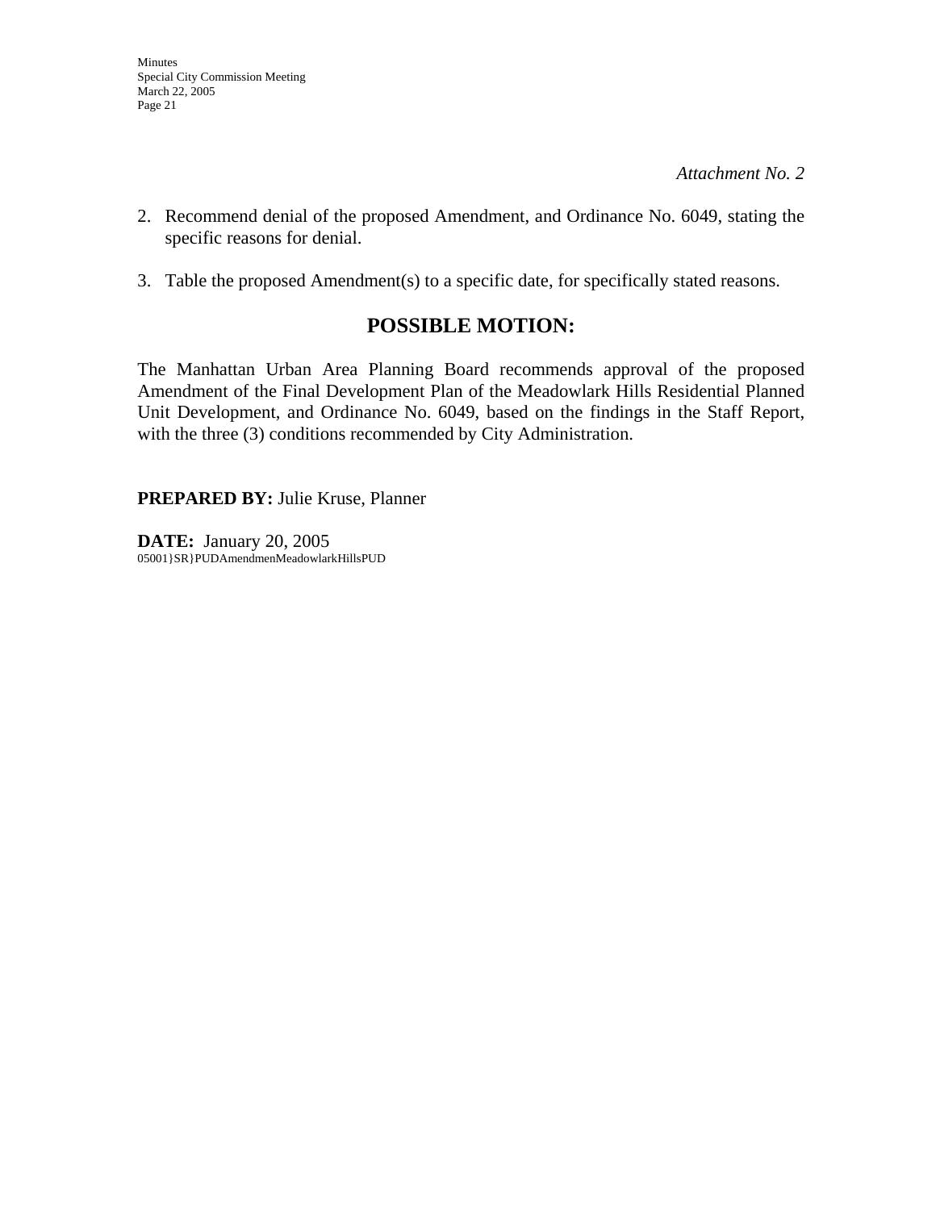*Attachment No. 2*

2. Recommend denial of the proposed Amendment, and Ordinance No. 6049, stating the specific reasons for denial.

3. Table the proposed Amendment(s) to a specific date, for specifically stated reasons.

## POSSIBLE MOTION:

The Manhattan Urban Area Planning Board recommends approval of the proposed Amendment of the Final Development Plan of the Meadowlark Hills Residential Planned Unit Development, and Ordinance No. 6049, based on the findings in the Staff Report, with the three (3) conditions recommended by City Administration.

**PREPARED BY:** Julie Kruse, Planner

**DATE:** January 20, 2005
05001}SR}PUDAmendmenMeadowlarkHillsPUD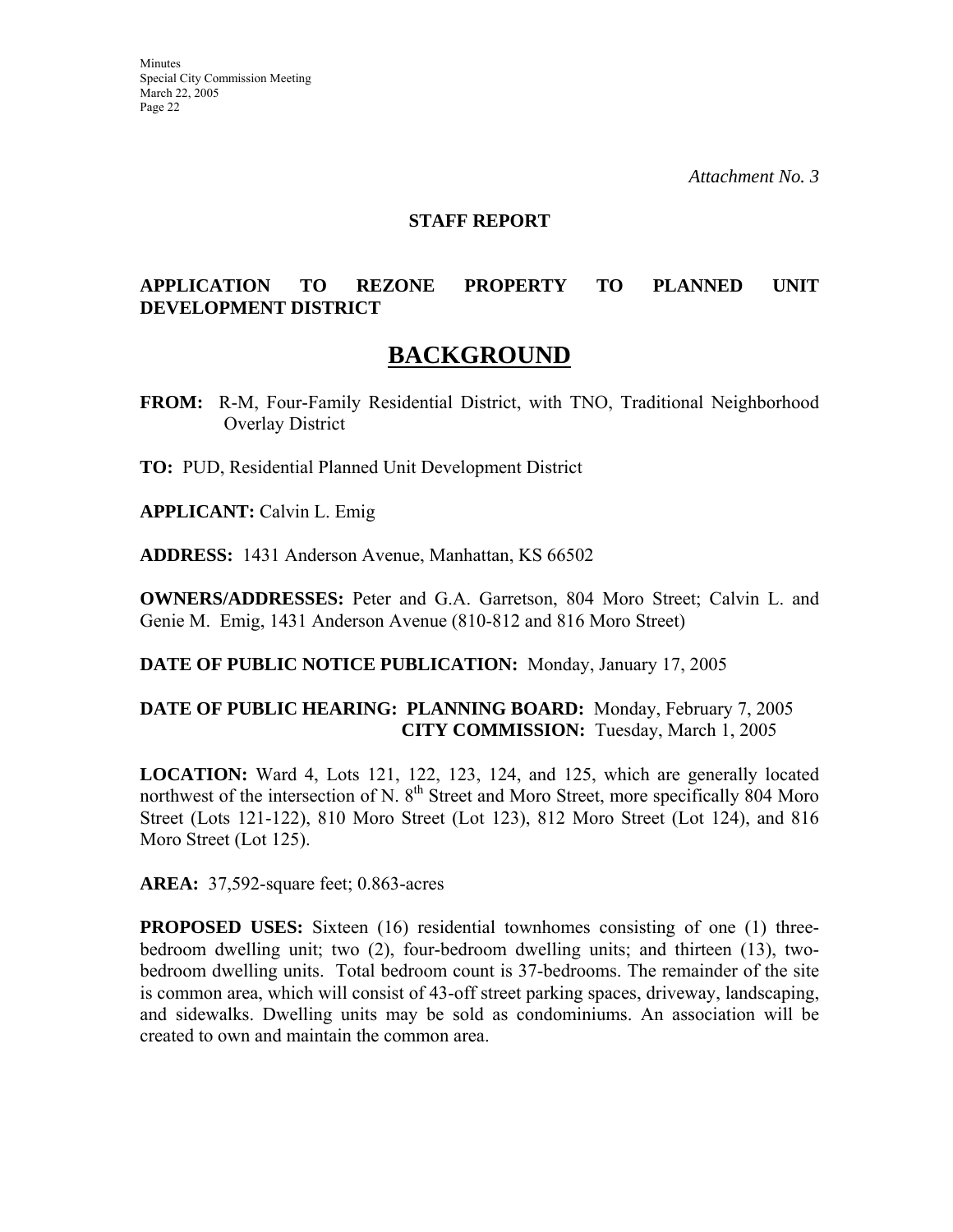*Attachment No. 3*

**STAFF REPORT**

**APPLICATION TO REZONE PROPERTY TO PLANNED UNIT DEVELOPMENT DISTRICT**

# BACKGROUND

**FROM:** R-M, Four-Family Residential District, with TNO, Traditional Neighborhood Overlay District

**TO:** PUD, Residential Planned Unit Development District

**APPLICANT:** Calvin L. Emig

**ADDRESS:** 1431 Anderson Avenue, Manhattan, KS 66502

**OWNERS/ADDRESSES:** Peter and G.A. Garretson, 804 Moro Street; Calvin L. and Genie M. Emig, 1431 Anderson Avenue (810-812 and 816 Moro Street)

**DATE OF PUBLIC NOTICE PUBLICATION:** Monday, January 17, 2005

**DATE OF PUBLIC HEARING: PLANNING BOARD:** Monday, February 7, 2005
**CITY COMMISSION:** Tuesday, March 1, 2005

**LOCATION:** Ward 4, Lots 121, 122, 123, 124, and 125, which are generally located northwest of the intersection of N. 8th Street and Moro Street, more specifically 804 Moro Street (Lots 121-122), 810 Moro Street (Lot 123), 812 Moro Street (Lot 124), and 816 Moro Street (Lot 125).

**AREA:** 37,592-square feet; 0.863-acres

**PROPOSED USES:** Sixteen (16) residential townhomes consisting of one (1) three-bedroom dwelling unit; two (2), four-bedroom dwelling units; and thirteen (13), two-bedroom dwelling units. Total bedroom count is 37-bedrooms. The remainder of the site is common area, which will consist of 43-off street parking spaces, driveway, landscaping, and sidewalks. Dwelling units may be sold as condominiums. An association will be created to own and maintain the common area.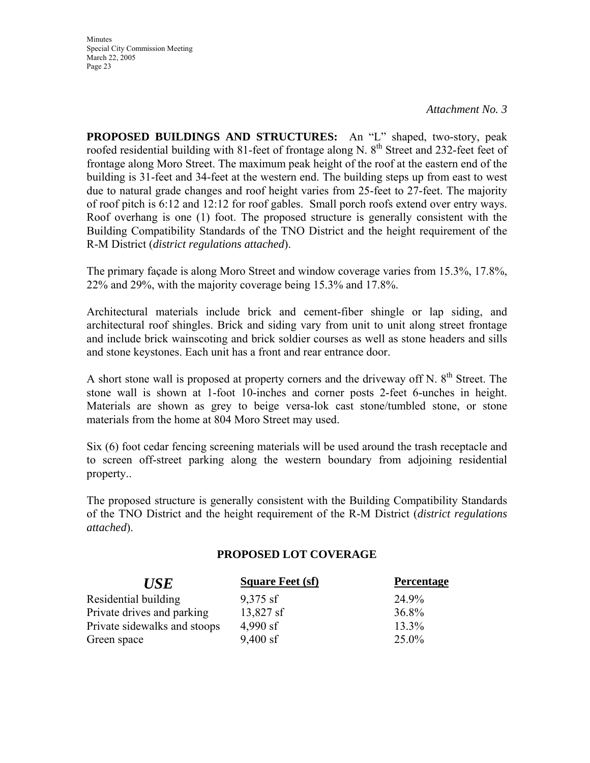*Attachment No. 3*

**PROPOSED BUILDINGS AND STRUCTURES:** An "L" shaped, two-story, peak roofed residential building with 81-feet of frontage along N. 8th Street and 232-feet feet of frontage along Moro Street. The maximum peak height of the roof at the eastern end of the building is 31-feet and 34-feet at the western end. The building steps up from east to west due to natural grade changes and roof height varies from 25-feet to 27-feet. The majority of roof pitch is 6:12 and 12:12 for roof gables. Small porch roofs extend over entry ways. Roof overhang is one (1) foot. The proposed structure is generally consistent with the Building Compatibility Standards of the TNO District and the height requirement of the R-M District (*district regulations attached*).

The primary façade is along Moro Street and window coverage varies from 15.3%, 17.8%, 22% and 29%, with the majority coverage being 15.3% and 17.8%.

Architectural materials include brick and cement-fiber shingle or lap siding, and architectural roof shingles. Brick and siding vary from unit to unit along street frontage and include brick wainscoting and brick soldier courses as well as stone headers and sills and stone keystones. Each unit has a front and rear entrance door.

A short stone wall is proposed at property corners and the driveway off N. 8th Street. The stone wall is shown at 1-foot 10-inches and corner posts 2-feet 6-unches in height. Materials are shown as grey to beige versa-lok cast stone/tumbled stone, or stone materials from the home at 804 Moro Street may used.

Six (6) foot cedar fencing screening materials will be used around the trash receptacle and to screen off-street parking along the western boundary from adjoining residential property..

The proposed structure is generally consistent with the Building Compatibility Standards of the TNO District and the height requirement of the R-M District (*district regulations attached*).

**PROPOSED LOT COVERAGE**

| *USE* | Square Feet (sf) | Percentage |
|---|---|---|
| Residential building | 9,375 sf | 24.9% |
| Private drives and parking | 13,827 sf | 36.8% |
| Private sidewalks and stoops | 4,990 sf | 13.3% |
| Green space | 9,400 sf | 25.0% |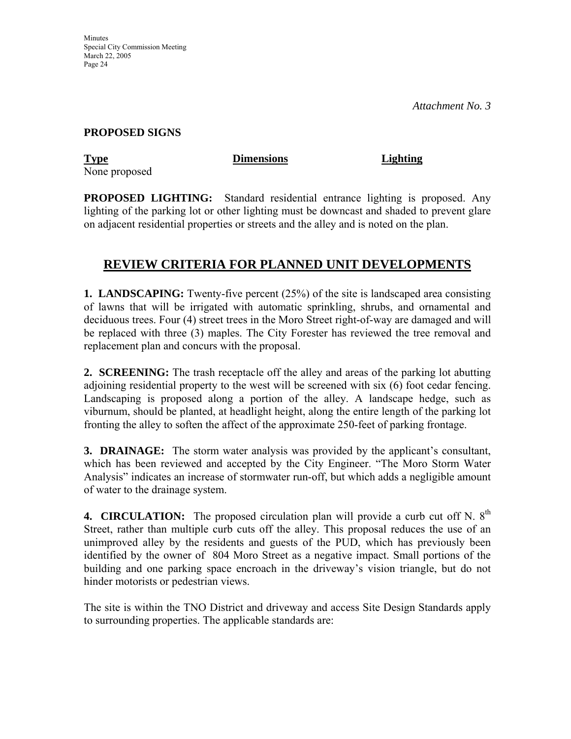*Attachment No. 3*

**PROPOSED SIGNS**

| Type | Dimensions | Lighting |
|---|---|---|
| None proposed | | |

**PROPOSED LIGHTING:** Standard residential entrance lighting is proposed. Any lighting of the parking lot or other lighting must be downcast and shaded to prevent glare on adjacent residential properties or streets and the alley and is noted on the plan.

## REVIEW CRITERIA FOR PLANNED UNIT DEVELOPMENTS

**1. LANDSCAPING:** Twenty-five percent (25%) of the site is landscaped area consisting of lawns that will be irrigated with automatic sprinkling, shrubs, and ornamental and deciduous trees. Four (4) street trees in the Moro Street right-of-way are damaged and will be replaced with three (3) maples. The City Forester has reviewed the tree removal and replacement plan and concurs with the proposal.

**2. SCREENING:** The trash receptacle off the alley and areas of the parking lot abutting adjoining residential property to the west will be screened with six (6) foot cedar fencing. Landscaping is proposed along a portion of the alley. A landscape hedge, such as viburnum, should be planted, at headlight height, along the entire length of the parking lot fronting the alley to soften the affect of the approximate 250-feet of parking frontage.

**3. DRAINAGE:** The storm water analysis was provided by the applicant's consultant, which has been reviewed and accepted by the City Engineer. "The Moro Storm Water Analysis" indicates an increase of stormwater run-off, but which adds a negligible amount of water to the drainage system.

**4. CIRCULATION:** The proposed circulation plan will provide a curb cut off N. 8th Street, rather than multiple curb cuts off the alley. This proposal reduces the use of an unimproved alley by the residents and guests of the PUD, which has previously been identified by the owner of 804 Moro Street as a negative impact. Small portions of the building and one parking space encroach in the driveway's vision triangle, but do not hinder motorists or pedestrian views.

The site is within the TNO District and driveway and access Site Design Standards apply to surrounding properties. The applicable standards are: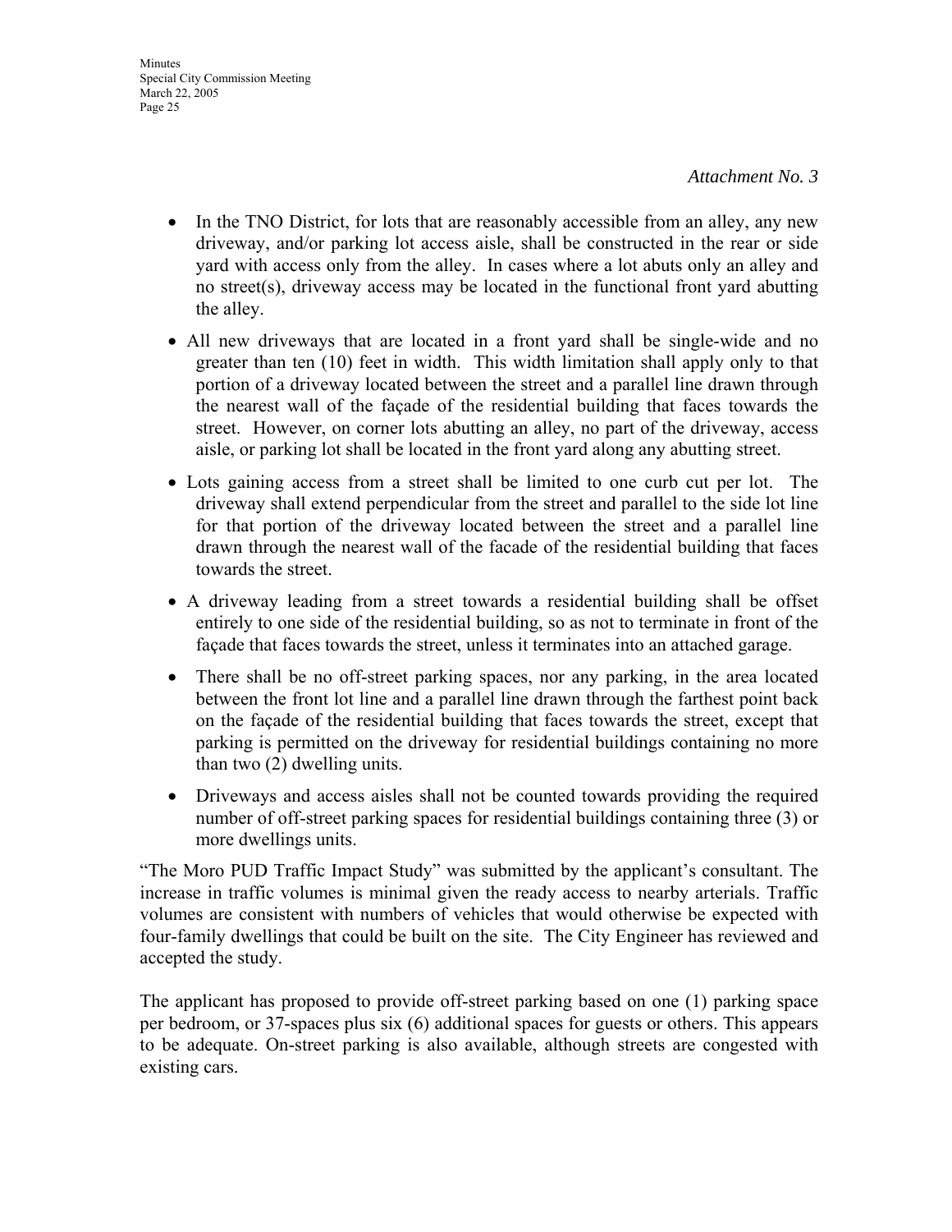*Attachment No. 3*

- In the TNO District, for lots that are reasonably accessible from an alley, any new driveway, and/or parking lot access aisle, shall be constructed in the rear or side yard with access only from the alley. In cases where a lot abuts only an alley and no street(s), driveway access may be located in the functional front yard abutting the alley.
- All new driveways that are located in a front yard shall be single-wide and no greater than ten (10) feet in width. This width limitation shall apply only to that portion of a driveway located between the street and a parallel line drawn through the nearest wall of the façade of the residential building that faces towards the street. However, on corner lots abutting an alley, no part of the driveway, access aisle, or parking lot shall be located in the front yard along any abutting street.
- Lots gaining access from a street shall be limited to one curb cut per lot. The driveway shall extend perpendicular from the street and parallel to the side lot line for that portion of the driveway located between the street and a parallel line drawn through the nearest wall of the facade of the residential building that faces towards the street.
- A driveway leading from a street towards a residential building shall be offset entirely to one side of the residential building, so as not to terminate in front of the façade that faces towards the street, unless it terminates into an attached garage.
- There shall be no off-street parking spaces, nor any parking, in the area located between the front lot line and a parallel line drawn through the farthest point back on the façade of the residential building that faces towards the street, except that parking is permitted on the driveway for residential buildings containing no more than two (2) dwelling units.
- Driveways and access aisles shall not be counted towards providing the required number of off-street parking spaces for residential buildings containing three (3) or more dwellings units.

"The Moro PUD Traffic Impact Study" was submitted by the applicant's consultant. The increase in traffic volumes is minimal given the ready access to nearby arterials. Traffic volumes are consistent with numbers of vehicles that would otherwise be expected with four-family dwellings that could be built on the site. The City Engineer has reviewed and accepted the study.

The applicant has proposed to provide off-street parking based on one (1) parking space per bedroom, or 37-spaces plus six (6) additional spaces for guests or others. This appears to be adequate. On-street parking is also available, although streets are congested with existing cars.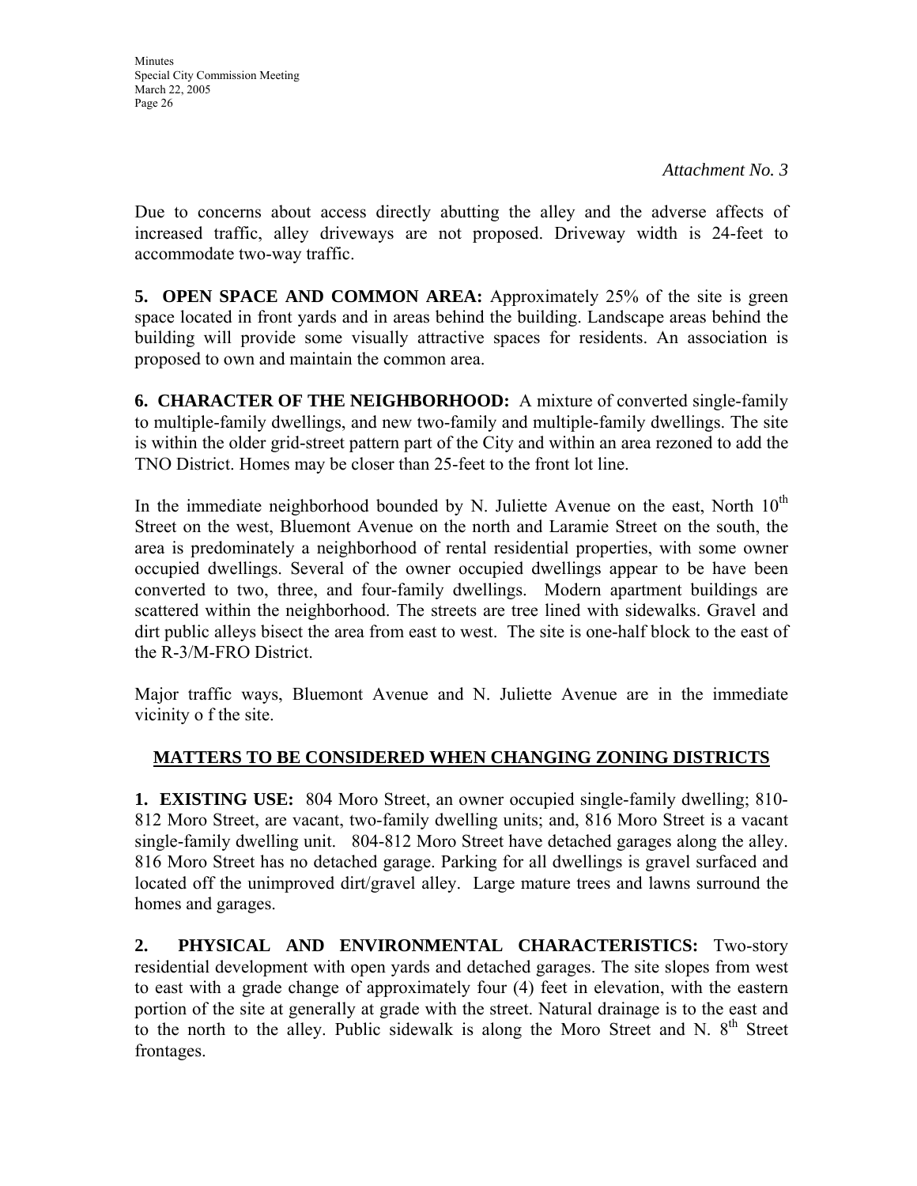*Attachment No. 3*

Due to concerns about access directly abutting the alley and the adverse affects of increased traffic, alley driveways are not proposed. Driveway width is 24-feet to accommodate two-way traffic.

**5. OPEN SPACE AND COMMON AREA:** Approximately 25% of the site is green space located in front yards and in areas behind the building. Landscape areas behind the building will provide some visually attractive spaces for residents. An association is proposed to own and maintain the common area.

**6. CHARACTER OF THE NEIGHBORHOOD:** A mixture of converted single-family to multiple-family dwellings, and new two-family and multiple-family dwellings. The site is within the older grid-street pattern part of the City and within an area rezoned to add the TNO District. Homes may be closer than 25-feet to the front lot line.

In the immediate neighborhood bounded by N. Juliette Avenue on the east, North 10th Street on the west, Bluemont Avenue on the north and Laramie Street on the south, the area is predominately a neighborhood of rental residential properties, with some owner occupied dwellings. Several of the owner occupied dwellings appear to be have been converted to two, three, and four-family dwellings. Modern apartment buildings are scattered within the neighborhood. The streets are tree lined with sidewalks. Gravel and dirt public alleys bisect the area from east to west. The site is one-half block to the east of the R-3/M-FRO District.

Major traffic ways, Bluemont Avenue and N. Juliette Avenue are in the immediate vicinity o f the site.

## MATTERS TO BE CONSIDERED WHEN CHANGING ZONING DISTRICTS

**1. EXISTING USE:** 804 Moro Street, an owner occupied single-family dwelling; 810-812 Moro Street, are vacant, two-family dwelling units; and, 816 Moro Street is a vacant single-family dwelling unit. 804-812 Moro Street have detached garages along the alley. 816 Moro Street has no detached garage. Parking for all dwellings is gravel surfaced and located off the unimproved dirt/gravel alley. Large mature trees and lawns surround the homes and garages.

**2. PHYSICAL AND ENVIRONMENTAL CHARACTERISTICS:** Two-story residential development with open yards and detached garages. The site slopes from west to east with a grade change of approximately four (4) feet in elevation, with the eastern portion of the site at generally at grade with the street. Natural drainage is to the east and to the north to the alley. Public sidewalk is along the Moro Street and N. 8th Street frontages.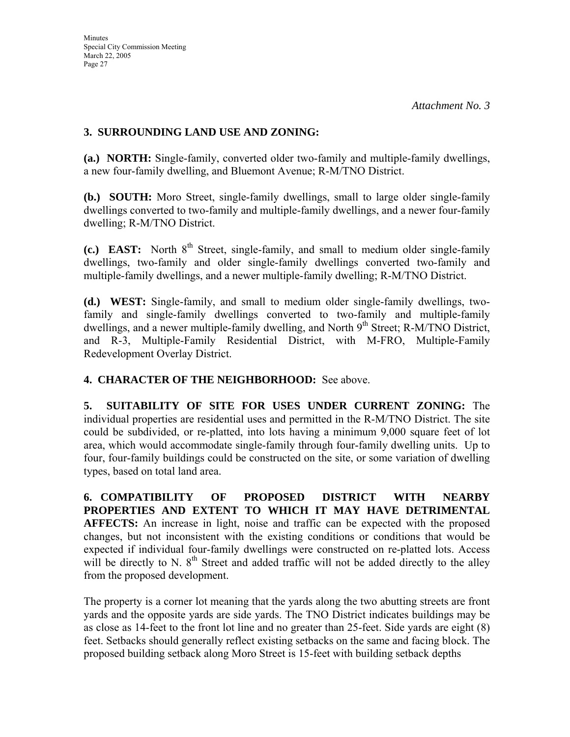*Attachment No. 3*

**3. SURROUNDING LAND USE AND ZONING:**

**(a.) NORTH:** Single-family, converted older two-family and multiple-family dwellings, a new four-family dwelling, and Bluemont Avenue; R-M/TNO District.

**(b.) SOUTH:** Moro Street, single-family dwellings, small to large older single-family dwellings converted to two-family and multiple-family dwellings, and a newer four-family dwelling; R-M/TNO District.

**(c.) EAST:** North 8th Street, single-family, and small to medium older single-family dwellings, two-family and older single-family dwellings converted two-family and multiple-family dwellings, and a newer multiple-family dwelling; R-M/TNO District.

**(d.) WEST:** Single-family, and small to medium older single-family dwellings, two-family and single-family dwellings converted to two-family and multiple-family dwellings, and a newer multiple-family dwelling, and North 9th Street; R-M/TNO District, and R-3, Multiple-Family Residential District, with M-FRO, Multiple-Family Redevelopment Overlay District.

**4. CHARACTER OF THE NEIGHBORHOOD:** See above.

**5. SUITABILITY OF SITE FOR USES UNDER CURRENT ZONING:** The individual properties are residential uses and permitted in the R-M/TNO District. The site could be subdivided, or re-platted, into lots having a minimum 9,000 square feet of lot area, which would accommodate single-family through four-family dwelling units. Up to four, four-family buildings could be constructed on the site, or some variation of dwelling types, based on total land area.

**6. COMPATIBILITY OF PROPOSED DISTRICT WITH NEARBY PROPERTIES AND EXTENT TO WHICH IT MAY HAVE DETRIMENTAL AFFECTS:** An increase in light, noise and traffic can be expected with the proposed changes, but not inconsistent with the existing conditions or conditions that would be expected if individual four-family dwellings were constructed on re-platted lots. Access will be directly to N. 8th Street and added traffic will not be added directly to the alley from the proposed development.

The property is a corner lot meaning that the yards along the two abutting streets are front yards and the opposite yards are side yards. The TNO District indicates buildings may be as close as 14-feet to the front lot line and no greater than 25-feet. Side yards are eight (8) feet. Setbacks should generally reflect existing setbacks on the same and facing block. The proposed building setback along Moro Street is 15-feet with building setback depths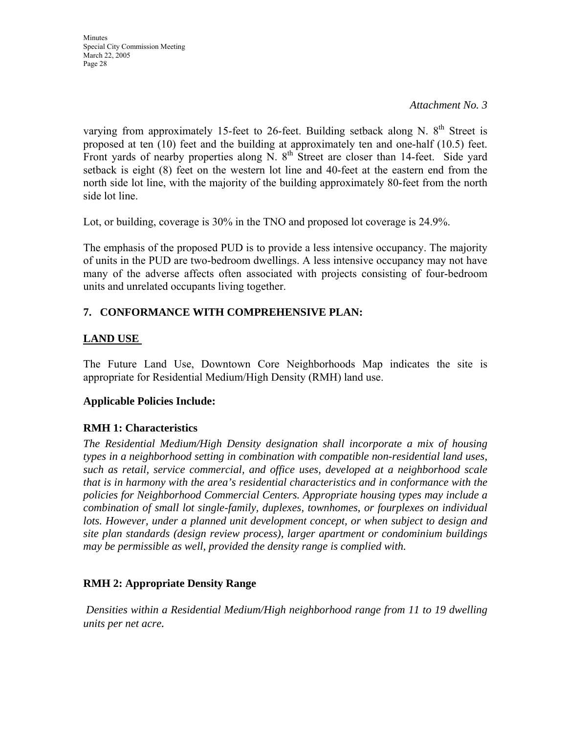*Attachment No. 3*

varying from approximately 15-feet to 26-feet. Building setback along N. 8th Street is proposed at ten (10) feet and the building at approximately ten and one-half (10.5) feet. Front yards of nearby properties along N. 8th Street are closer than 14-feet. Side yard setback is eight (8) feet on the western lot line and 40-feet at the eastern end from the north side lot line, with the majority of the building approximately 80-feet from the north side lot line.

Lot, or building, coverage is 30% in the TNO and proposed lot coverage is 24.9%.

The emphasis of the proposed PUD is to provide a less intensive occupancy. The majority of units in the PUD are two-bedroom dwellings. A less intensive occupancy may not have many of the adverse affects often associated with projects consisting of four-bedroom units and unrelated occupants living together.

## 7. CONFORMANCE WITH COMPREHENSIVE PLAN:

### LAND USE

The Future Land Use, Downtown Core Neighborhoods Map indicates the site is appropriate for Residential Medium/High Density (RMH) land use.

**Applicable Policies Include:**

**RMH 1: Characteristics**

*The Residential Medium/High Density designation shall incorporate a mix of housing types in a neighborhood setting in combination with compatible non-residential land uses, such as retail, service commercial, and office uses, developed at a neighborhood scale that is in harmony with the area's residential characteristics and in conformance with the policies for Neighborhood Commercial Centers. Appropriate housing types may include a combination of small lot single-family, duplexes, townhomes, or fourplexes on individual lots. However, under a planned unit development concept, or when subject to design and site plan standards (design review process), larger apartment or condominium buildings may be permissible as well, provided the density range is complied with.*

**RMH 2: Appropriate Density Range**

*Densities within a Residential Medium/High neighborhood range from 11 to 19 dwelling units per net acre.*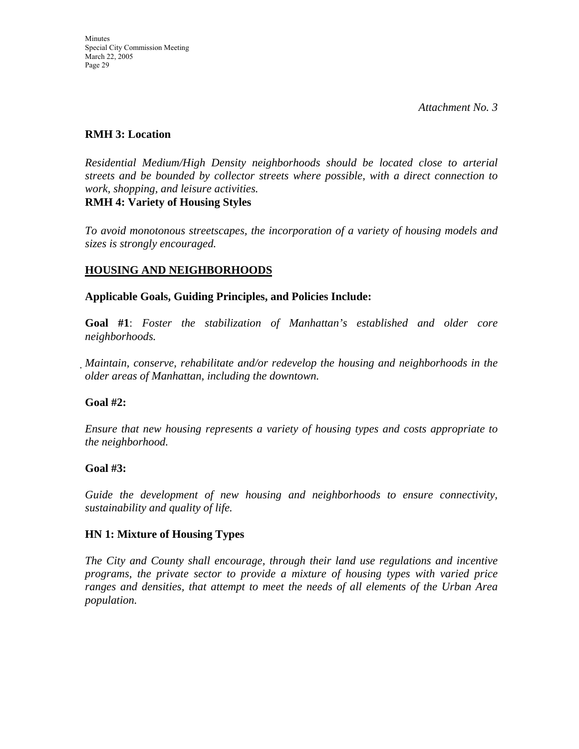*Attachment No. 3*

**RMH 3: Location**

*Residential Medium/High Density neighborhoods should be located close to arterial streets and be bounded by collector streets where possible, with a direct connection to work, shopping, and leisure activities.*

**RMH 4: Variety of Housing Styles**

*To avoid monotonous streetscapes, the incorporation of a variety of housing models and sizes is strongly encouraged.*

## HOUSING AND NEIGHBORHOODS

**Applicable Goals, Guiding Principles, and Policies Include:**

**Goal #1**: *Foster the stabilization of Manhattan's established and older core neighborhoods.*

*Maintain, conserve, rehabilitate and/or redevelop the housing and neighborhoods in the older areas of Manhattan, including the downtown.*

**Goal #2:**

*Ensure that new housing represents a variety of housing types and costs appropriate to the neighborhood.*

**Goal #3:**

*Guide the development of new housing and neighborhoods to ensure connectivity, sustainability and quality of life.*

**HN 1: Mixture of Housing Types**

*The City and County shall encourage, through their land use regulations and incentive programs, the private sector to provide a mixture of housing types with varied price ranges and densities, that attempt to meet the needs of all elements of the Urban Area population.*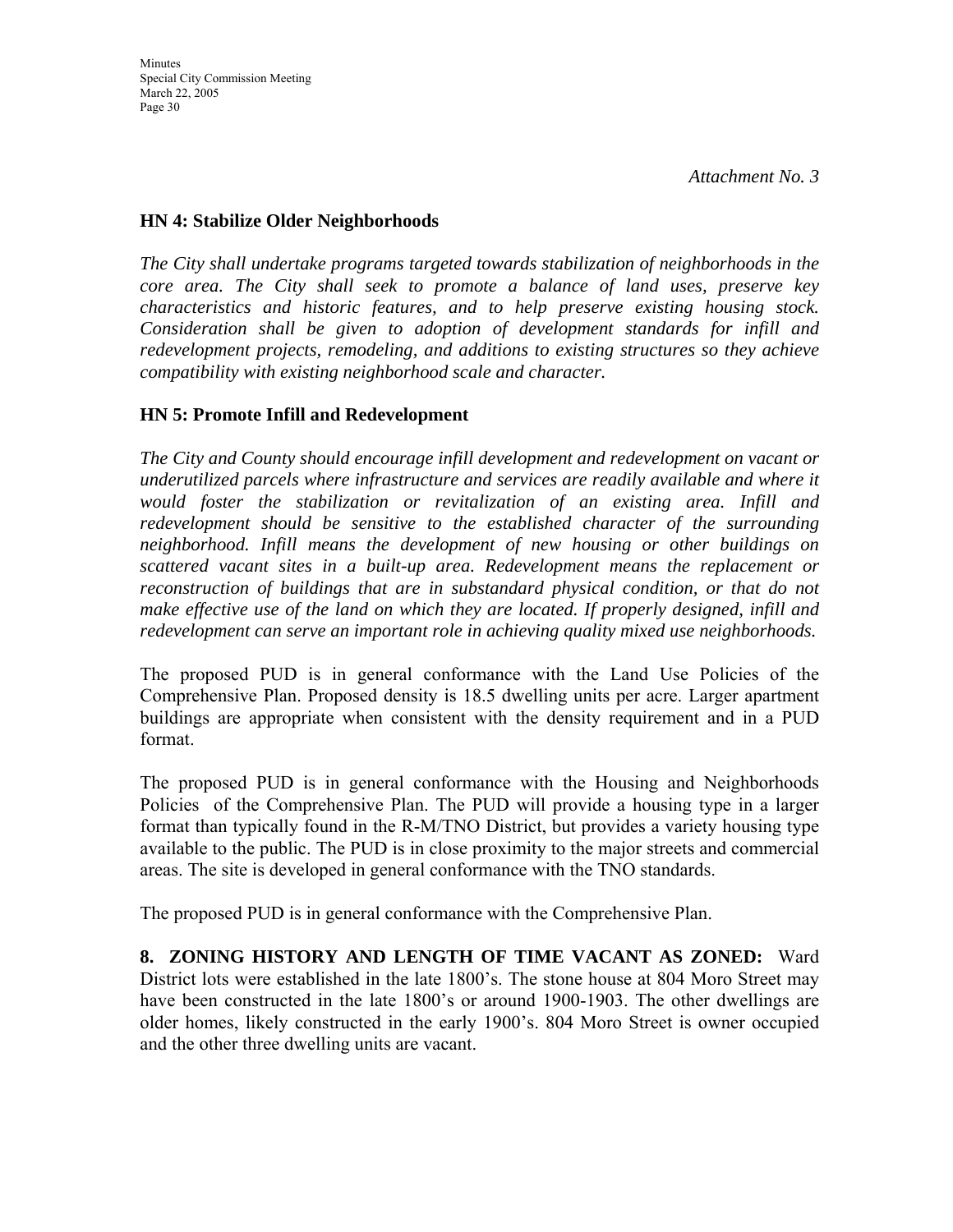*Attachment No. 3*

### HN 4: Stabilize Older Neighborhoods

*The City shall undertake programs targeted towards stabilization of neighborhoods in the core area. The City shall seek to promote a balance of land uses, preserve key characteristics and historic features, and to help preserve existing housing stock. Consideration shall be given to adoption of development standards for infill and redevelopment projects, remodeling, and additions to existing structures so they achieve compatibility with existing neighborhood scale and character.*

### HN 5: Promote Infill and Redevelopment

*The City and County should encourage infill development and redevelopment on vacant or underutilized parcels where infrastructure and services are readily available and where it would foster the stabilization or revitalization of an existing area. Infill and redevelopment should be sensitive to the established character of the surrounding neighborhood. Infill means the development of new housing or other buildings on scattered vacant sites in a built-up area. Redevelopment means the replacement or reconstruction of buildings that are in substandard physical condition, or that do not make effective use of the land on which they are located. If properly designed, infill and redevelopment can serve an important role in achieving quality mixed use neighborhoods.*

The proposed PUD is in general conformance with the Land Use Policies of the Comprehensive Plan. Proposed density is 18.5 dwelling units per acre. Larger apartment buildings are appropriate when consistent with the density requirement and in a PUD format.

The proposed PUD is in general conformance with the Housing and Neighborhoods Policies of the Comprehensive Plan. The PUD will provide a housing type in a larger format than typically found in the R-M/TNO District, but provides a variety housing type available to the public. The PUD is in close proximity to the major streets and commercial areas. The site is developed in general conformance with the TNO standards.

The proposed PUD is in general conformance with the Comprehensive Plan.

**8. ZONING HISTORY AND LENGTH OF TIME VACANT AS ZONED:** Ward District lots were established in the late 1800's. The stone house at 804 Moro Street may have been constructed in the late 1800's or around 1900-1903. The other dwellings are older homes, likely constructed in the early 1900's. 804 Moro Street is owner occupied and the other three dwelling units are vacant.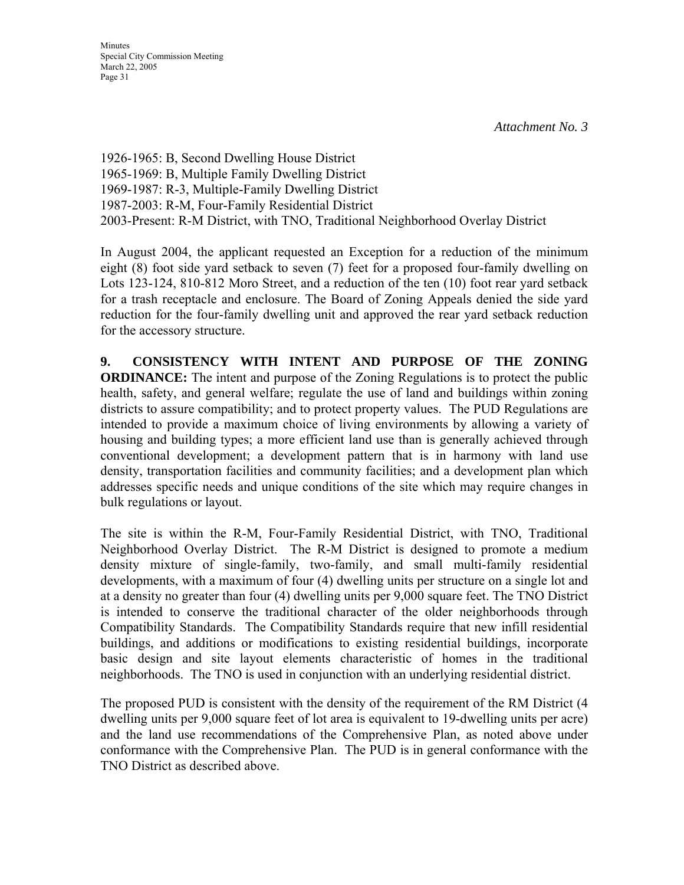*Attachment No. 3*

1926-1965: B, Second Dwelling House District
1965-1969: B, Multiple Family Dwelling District
1969-1987: R-3, Multiple-Family Dwelling District
1987-2003: R-M, Four-Family Residential District
2003-Present: R-M District, with TNO, Traditional Neighborhood Overlay District

In August 2004, the applicant requested an Exception for a reduction of the minimum eight (8) foot side yard setback to seven (7) feet for a proposed four-family dwelling on Lots 123-124, 810-812 Moro Street, and a reduction of the ten (10) foot rear yard setback for a trash receptacle and enclosure. The Board of Zoning Appeals denied the side yard reduction for the four-family dwelling unit and approved the rear yard setback reduction for the accessory structure.

**9. CONSISTENCY WITH INTENT AND PURPOSE OF THE ZONING ORDINANCE:** The intent and purpose of the Zoning Regulations is to protect the public health, safety, and general welfare; regulate the use of land and buildings within zoning districts to assure compatibility; and to protect property values. The PUD Regulations are intended to provide a maximum choice of living environments by allowing a variety of housing and building types; a more efficient land use than is generally achieved through conventional development; a development pattern that is in harmony with land use density, transportation facilities and community facilities; and a development plan which addresses specific needs and unique conditions of the site which may require changes in bulk regulations or layout.

The site is within the R-M, Four-Family Residential District, with TNO, Traditional Neighborhood Overlay District. The R-M District is designed to promote a medium density mixture of single-family, two-family, and small multi-family residential developments, with a maximum of four (4) dwelling units per structure on a single lot and at a density no greater than four (4) dwelling units per 9,000 square feet. The TNO District is intended to conserve the traditional character of the older neighborhoods through Compatibility Standards. The Compatibility Standards require that new infill residential buildings, and additions or modifications to existing residential buildings, incorporate basic design and site layout elements characteristic of homes in the traditional neighborhoods. The TNO is used in conjunction with an underlying residential district.

The proposed PUD is consistent with the density of the requirement of the RM District (4 dwelling units per 9,000 square feet of lot area is equivalent to 19-dwelling units per acre) and the land use recommendations of the Comprehensive Plan, as noted above under conformance with the Comprehensive Plan. The PUD is in general conformance with the TNO District as described above.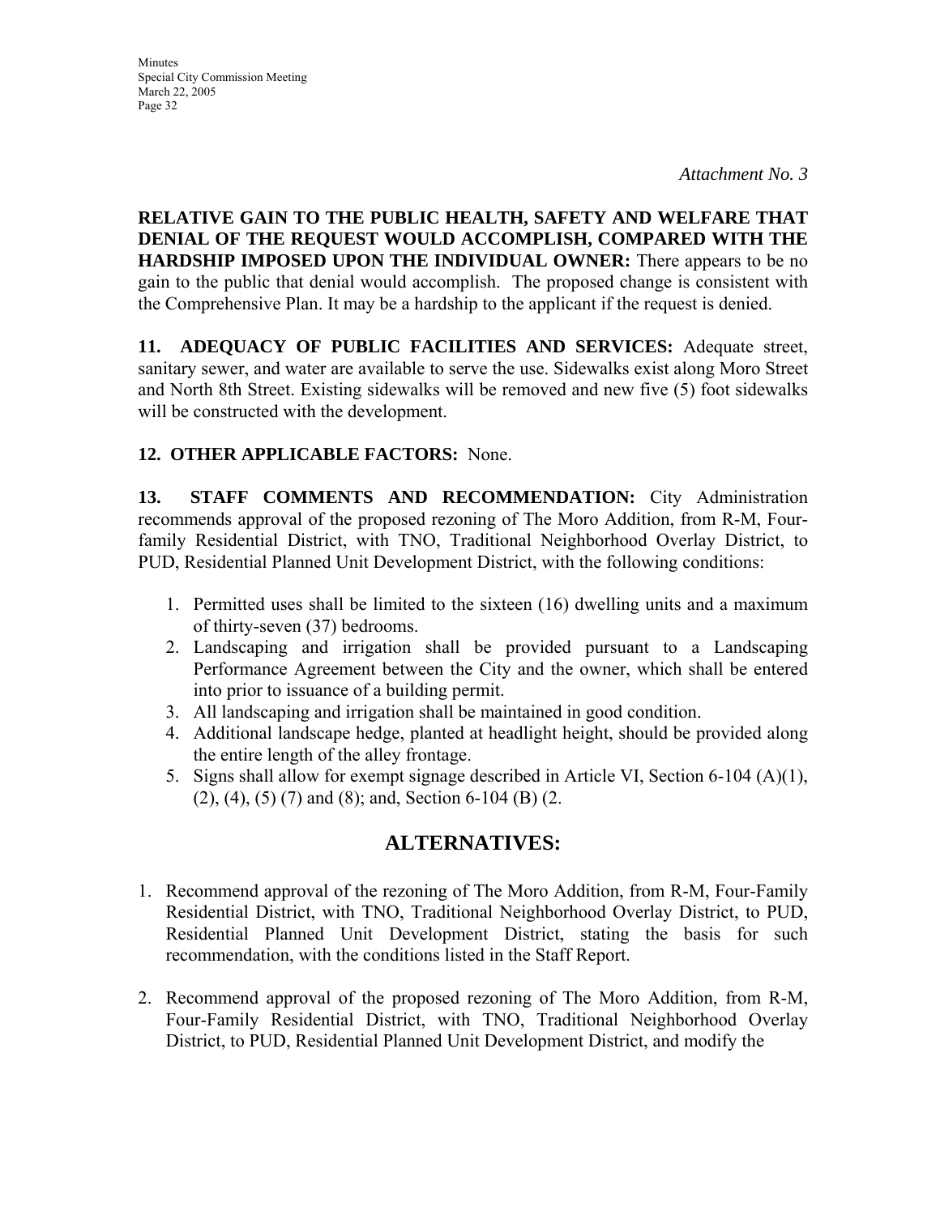*Attachment No. 3*

**RELATIVE GAIN TO THE PUBLIC HEALTH, SAFETY AND WELFARE THAT DENIAL OF THE REQUEST WOULD ACCOMPLISH, COMPARED WITH THE HARDSHIP IMPOSED UPON THE INDIVIDUAL OWNER:** There appears to be no gain to the public that denial would accomplish. The proposed change is consistent with the Comprehensive Plan. It may be a hardship to the applicant if the request is denied.

**11. ADEQUACY OF PUBLIC FACILITIES AND SERVICES:** Adequate street, sanitary sewer, and water are available to serve the use. Sidewalks exist along Moro Street and North 8th Street. Existing sidewalks will be removed and new five (5) foot sidewalks will be constructed with the development.

**12. OTHER APPLICABLE FACTORS:** None.

**13. STAFF COMMENTS AND RECOMMENDATION:** City Administration recommends approval of the proposed rezoning of The Moro Addition, from R-M, Four-family Residential District, with TNO, Traditional Neighborhood Overlay District, to PUD, Residential Planned Unit Development District, with the following conditions:

1. Permitted uses shall be limited to the sixteen (16) dwelling units and a maximum of thirty-seven (37) bedrooms.
2. Landscaping and irrigation shall be provided pursuant to a Landscaping Performance Agreement between the City and the owner, which shall be entered into prior to issuance of a building permit.
3. All landscaping and irrigation shall be maintained in good condition.
4. Additional landscape hedge, planted at headlight height, should be provided along the entire length of the alley frontage.
5. Signs shall allow for exempt signage described in Article VI, Section 6-104 (A)(1), (2), (4), (5) (7) and (8); and, Section 6-104 (B) (2.

## ALTERNATIVES:

1. Recommend approval of the rezoning of The Moro Addition, from R-M, Four-Family Residential District, with TNO, Traditional Neighborhood Overlay District, to PUD, Residential Planned Unit Development District, stating the basis for such recommendation, with the conditions listed in the Staff Report.

2. Recommend approval of the proposed rezoning of The Moro Addition, from R-M, Four-Family Residential District, with TNO, Traditional Neighborhood Overlay District, to PUD, Residential Planned Unit Development District, and modify the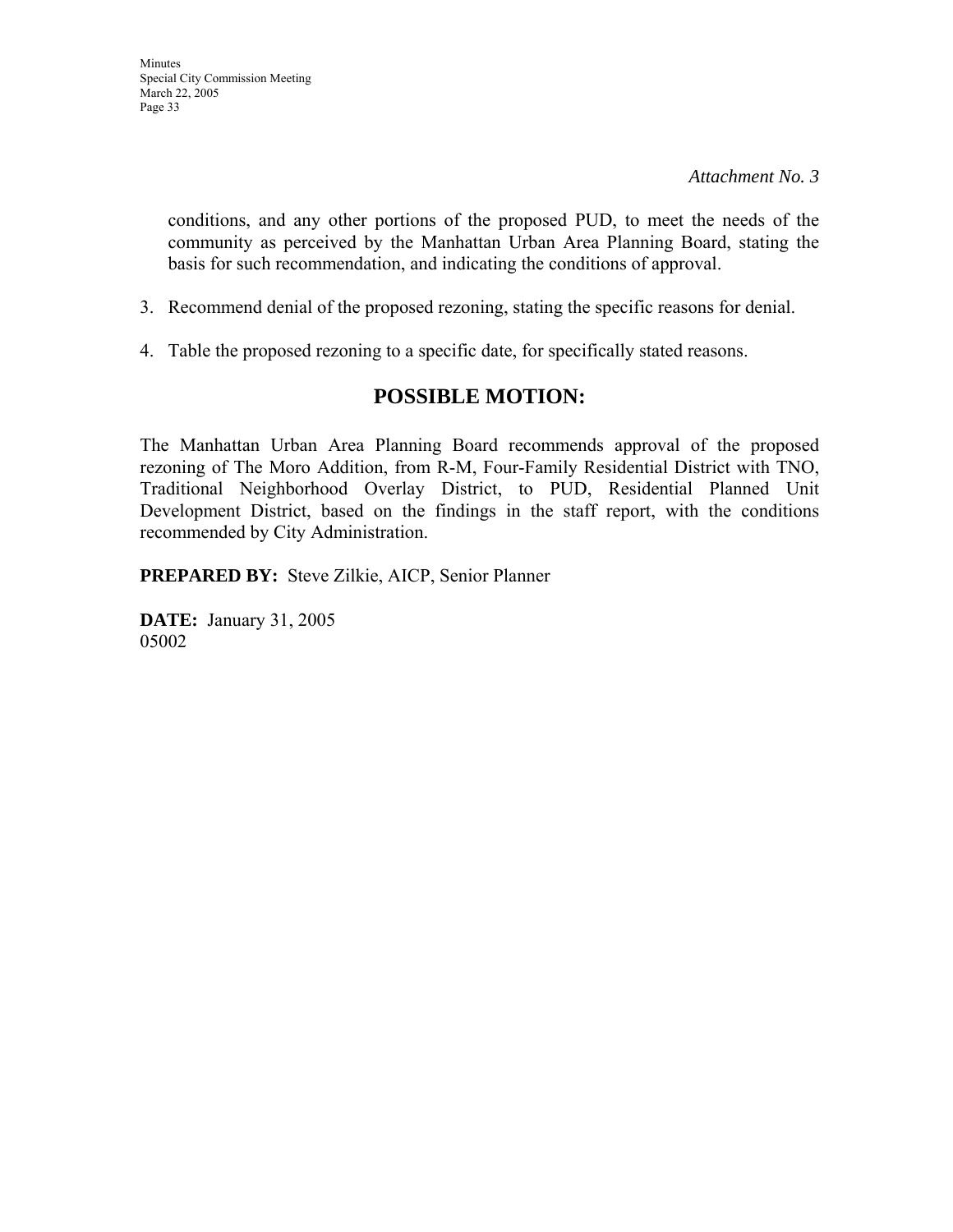*Attachment No. 3*

conditions, and any other portions of the proposed PUD, to meet the needs of the community as perceived by the Manhattan Urban Area Planning Board, stating the basis for such recommendation, and indicating the conditions of approval.

3. Recommend denial of the proposed rezoning, stating the specific reasons for denial.

4. Table the proposed rezoning to a specific date, for specifically stated reasons.

## POSSIBLE MOTION:

The Manhattan Urban Area Planning Board recommends approval of the proposed rezoning of The Moro Addition, from R-M, Four-Family Residential District with TNO, Traditional Neighborhood Overlay District, to PUD, Residential Planned Unit Development District, based on the findings in the staff report, with the conditions recommended by City Administration.

**PREPARED BY:** Steve Zilkie, AICP, Senior Planner

**DATE:** January 31, 2005
05002